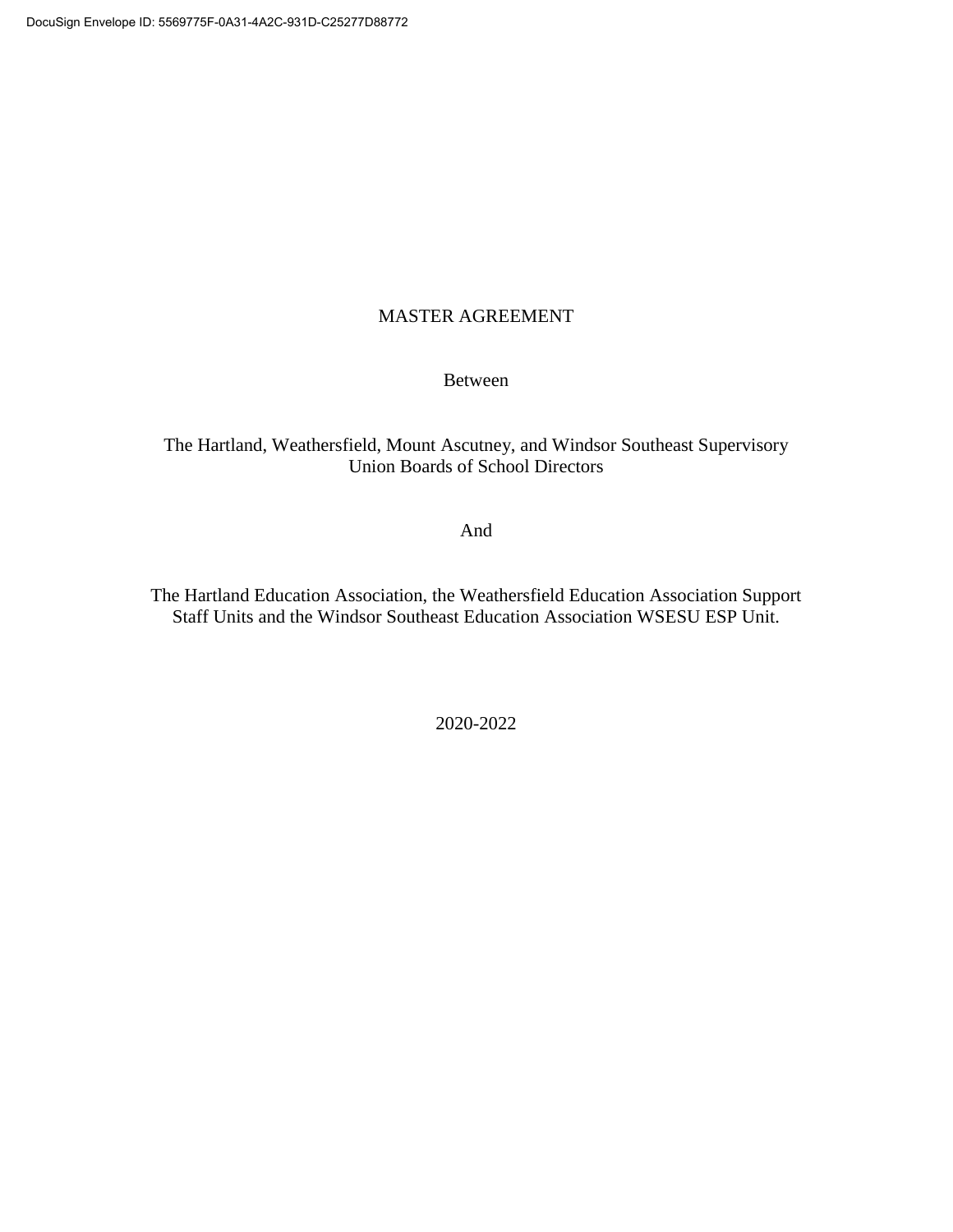DocuSign Envelope ID: 5569775F-0A31-4A2C-931D-C25277D88772

# MASTER AGREEMENT

Between

The Hartland, Weathersfield, Mount Ascutney, and Windsor Southeast Supervisory Union Boards of School Directors

And

The Hartland Education Association, the Weathersfield Education Association Support Staff Units and the Windsor Southeast Education Association WSESU ESP Unit.

2020-2022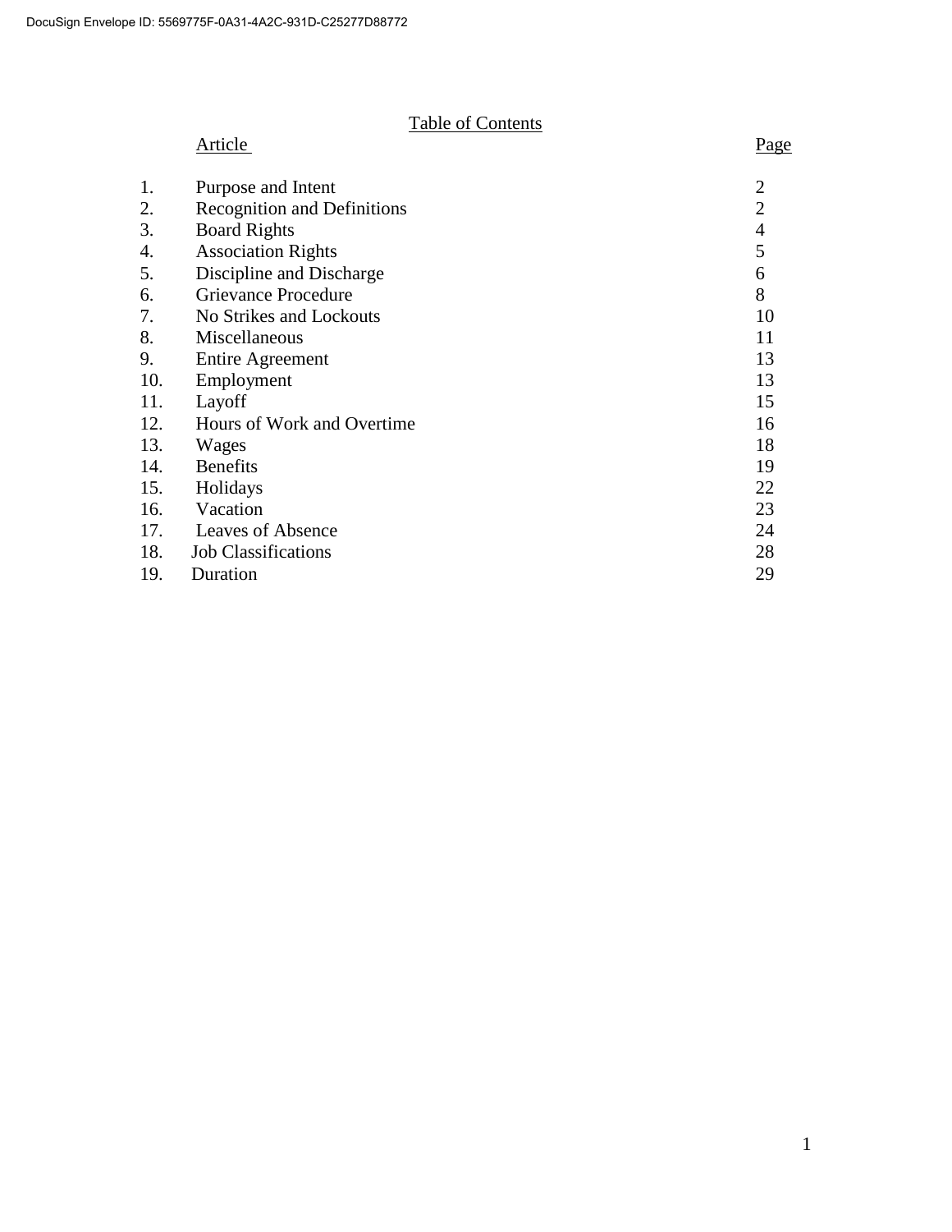# Table of Contents

| | Article | Page |
|---|---|---|
| 1. | Purpose and Intent | 2 |
| 2. | Recognition and Definitions | 2 |
| 3. | Board Rights | 4 |
| 4. | Association Rights | 5 |
| 5. | Discipline and Discharge | 6 |
| 6. | Grievance Procedure | 8 |
| 7. | No Strikes and Lockouts | 10 |
| 8. | Miscellaneous | 11 |
| 9. | Entire Agreement | 13 |
| 10. | Employment | 13 |
| 11. | Layoff | 15 |
| 12. | Hours of Work and Overtime | 16 |
| 13. | Wages | 18 |
| 14. | Benefits | 19 |
| 15. | Holidays | 22 |
| 16. | Vacation | 23 |
| 17. | Leaves of Absence | 24 |
| 18. | Job Classifications | 28 |
| 19. | Duration | 29 |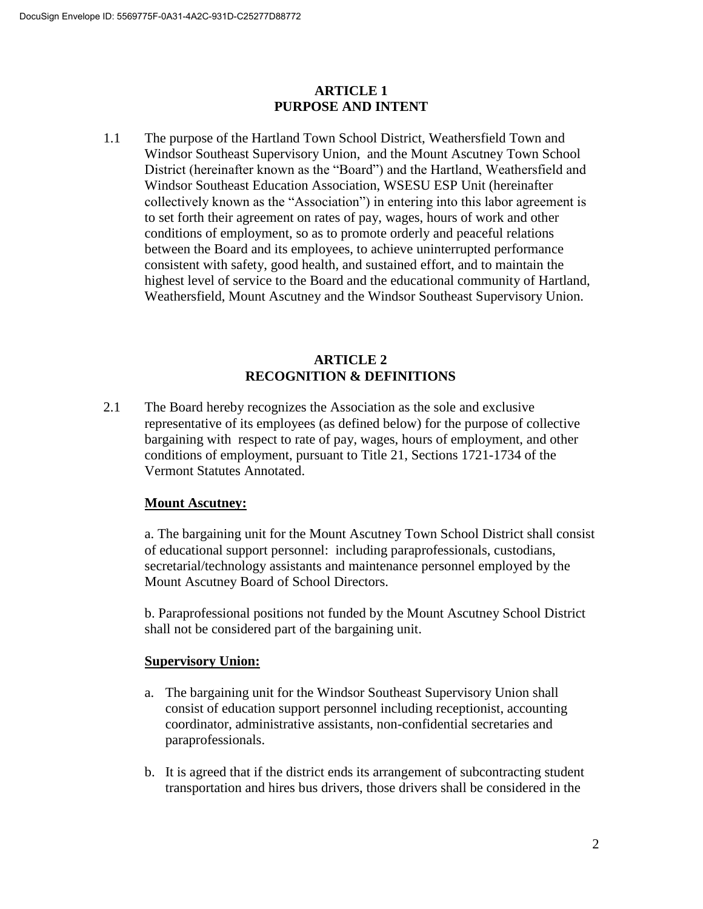## ARTICLE 1
## PURPOSE AND INTENT

1.1 The purpose of the Hartland Town School District, Weathersfield Town and Windsor Southeast Supervisory Union, and the Mount Ascutney Town School District (hereinafter known as the "Board") and the Hartland, Weathersfield and Windsor Southeast Education Association, WSESU ESP Unit (hereinafter collectively known as the "Association") in entering into this labor agreement is to set forth their agreement on rates of pay, wages, hours of work and other conditions of employment, so as to promote orderly and peaceful relations between the Board and its employees, to achieve uninterrupted performance consistent with safety, good health, and sustained effort, and to maintain the highest level of service to the Board and the educational community of Hartland, Weathersfield, Mount Ascutney and the Windsor Southeast Supervisory Union.

## ARTICLE 2
## RECOGNITION & DEFINITIONS

2.1 The Board hereby recognizes the Association as the sole and exclusive representative of its employees (as defined below) for the purpose of collective bargaining with respect to rate of pay, wages, hours of employment, and other conditions of employment, pursuant to Title 21, Sections 1721-1734 of the Vermont Statutes Annotated.

**Mount Ascutney:**

a. The bargaining unit for the Mount Ascutney Town School District shall consist of educational support personnel: including paraprofessionals, custodians, secretarial/technology assistants and maintenance personnel employed by the Mount Ascutney Board of School Directors.

b. Paraprofessional positions not funded by the Mount Ascutney School District shall not be considered part of the bargaining unit.

**Supervisory Union:**

a. The bargaining unit for the Windsor Southeast Supervisory Union shall consist of education support personnel including receptionist, accounting coordinator, administrative assistants, non-confidential secretaries and paraprofessionals.

b. It is agreed that if the district ends its arrangement of subcontracting student transportation and hires bus drivers, those drivers shall be considered in the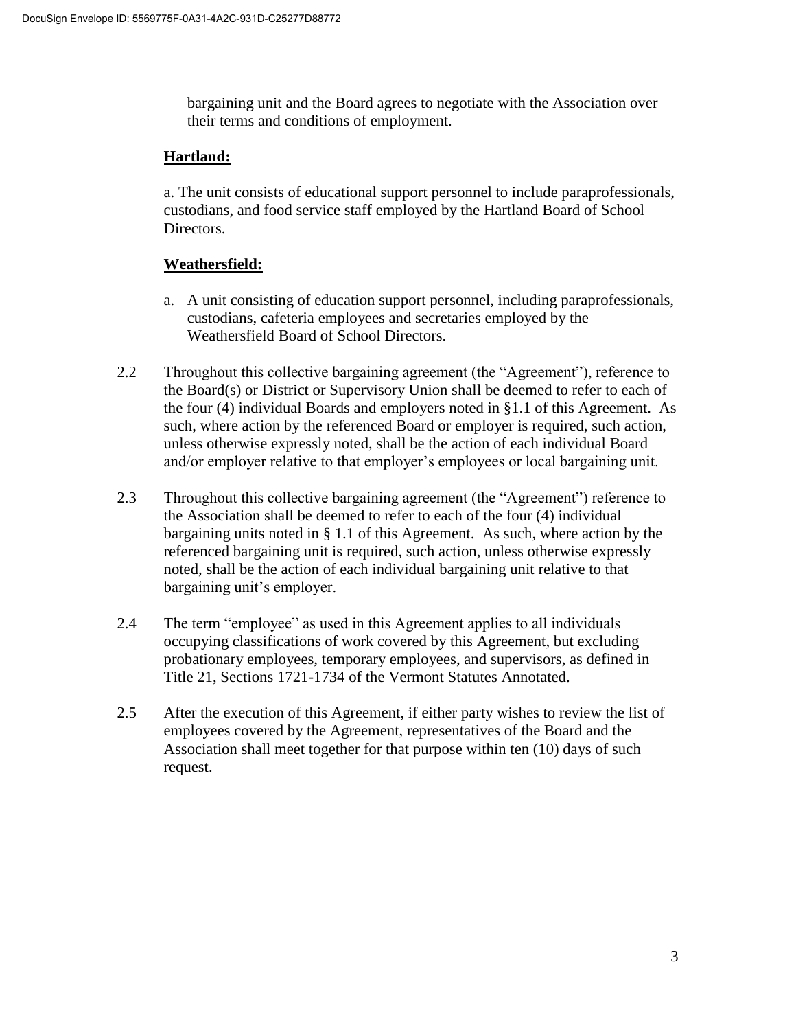bargaining unit and the Board agrees to negotiate with the Association over their terms and conditions of employment.

**Hartland:**

a. The unit consists of educational support personnel to include paraprofessionals, custodians, and food service staff employed by the Hartland Board of School Directors.

**Weathersfield:**

a. A unit consisting of education support personnel, including paraprofessionals, custodians, cafeteria employees and secretaries employed by the Weathersfield Board of School Directors.

2.2 Throughout this collective bargaining agreement (the "Agreement"), reference to the Board(s) or District or Supervisory Union shall be deemed to refer to each of the four (4) individual Boards and employers noted in §1.1 of this Agreement. As such, where action by the referenced Board or employer is required, such action, unless otherwise expressly noted, shall be the action of each individual Board and/or employer relative to that employer's employees or local bargaining unit.

2.3 Throughout this collective bargaining agreement (the "Agreement") reference to the Association shall be deemed to refer to each of the four (4) individual bargaining units noted in § 1.1 of this Agreement. As such, where action by the referenced bargaining unit is required, such action, unless otherwise expressly noted, shall be the action of each individual bargaining unit relative to that bargaining unit's employer.

2.4 The term "employee" as used in this Agreement applies to all individuals occupying classifications of work covered by this Agreement, but excluding probationary employees, temporary employees, and supervisors, as defined in Title 21, Sections 1721-1734 of the Vermont Statutes Annotated.

2.5 After the execution of this Agreement, if either party wishes to review the list of employees covered by the Agreement, representatives of the Board and the Association shall meet together for that purpose within ten (10) days of such request.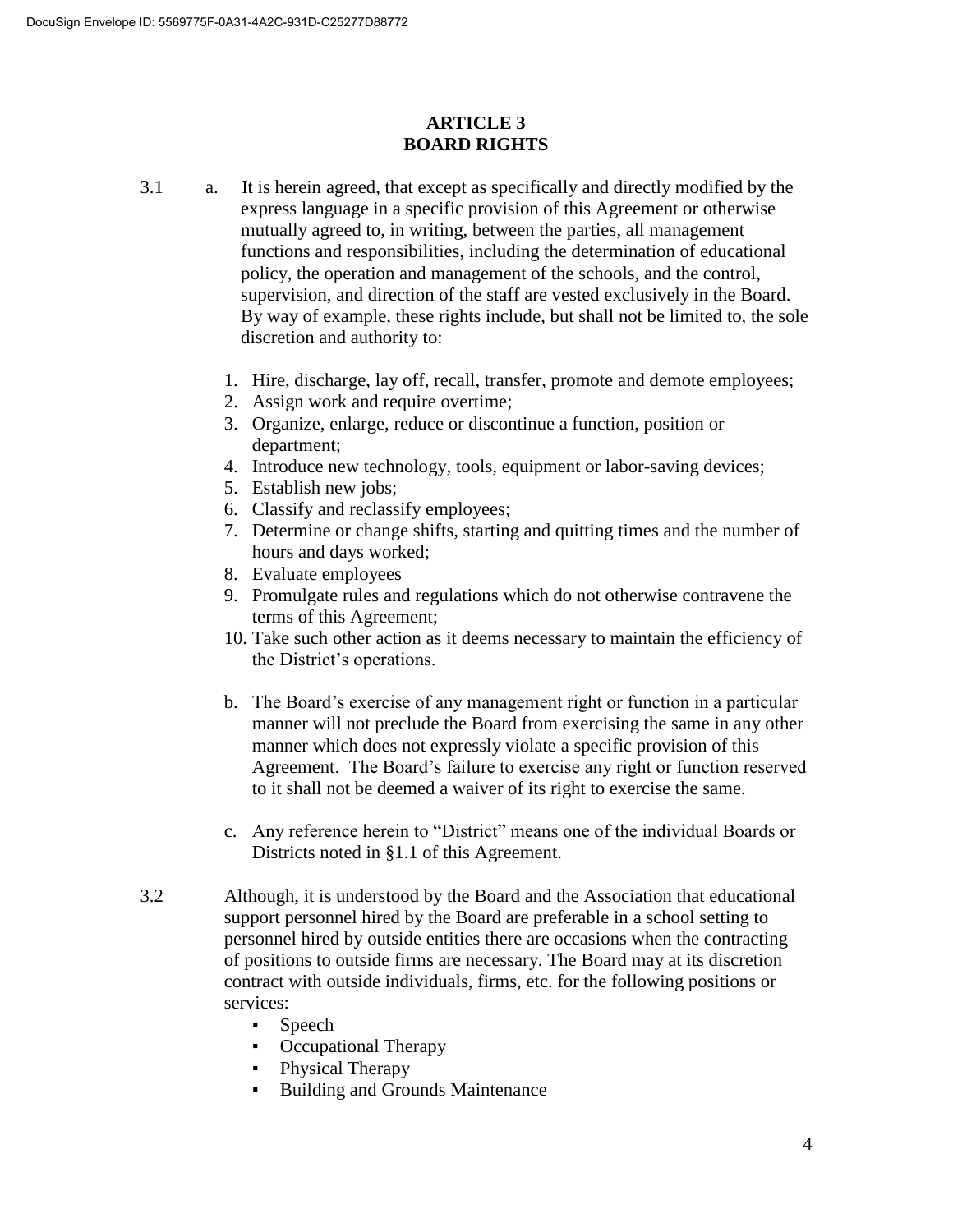## ARTICLE 3
## BOARD RIGHTS

3.1 a. It is herein agreed, that except as specifically and directly modified by the express language in a specific provision of this Agreement or otherwise mutually agreed to, in writing, between the parties, all management functions and responsibilities, including the determination of educational policy, the operation and management of the schools, and the control, supervision, and direction of the staff are vested exclusively in the Board. By way of example, these rights include, but shall not be limited to, the sole discretion and authority to:

1. Hire, discharge, lay off, recall, transfer, promote and demote employees;
2. Assign work and require overtime;
3. Organize, enlarge, reduce or discontinue a function, position or department;
4. Introduce new technology, tools, equipment or labor-saving devices;
5. Establish new jobs;
6. Classify and reclassify employees;
7. Determine or change shifts, starting and quitting times and the number of hours and days worked;
8. Evaluate employees
9. Promulgate rules and regulations which do not otherwise contravene the terms of this Agreement;
10. Take such other action as it deems necessary to maintain the efficiency of the District's operations.

b. The Board's exercise of any management right or function in a particular manner will not preclude the Board from exercising the same in any other manner which does not expressly violate a specific provision of this Agreement. The Board's failure to exercise any right or function reserved to it shall not be deemed a waiver of its right to exercise the same.

c. Any reference herein to "District" means one of the individual Boards or Districts noted in §1.1 of this Agreement.

3.2 Although, it is understood by the Board and the Association that educational support personnel hired by the Board are preferable in a school setting to personnel hired by outside entities there are occasions when the contracting of positions to outside firms are necessary. The Board may at its discretion contract with outside individuals, firms, etc. for the following positions or services:

- Speech
- Occupational Therapy
- Physical Therapy
- Building and Grounds Maintenance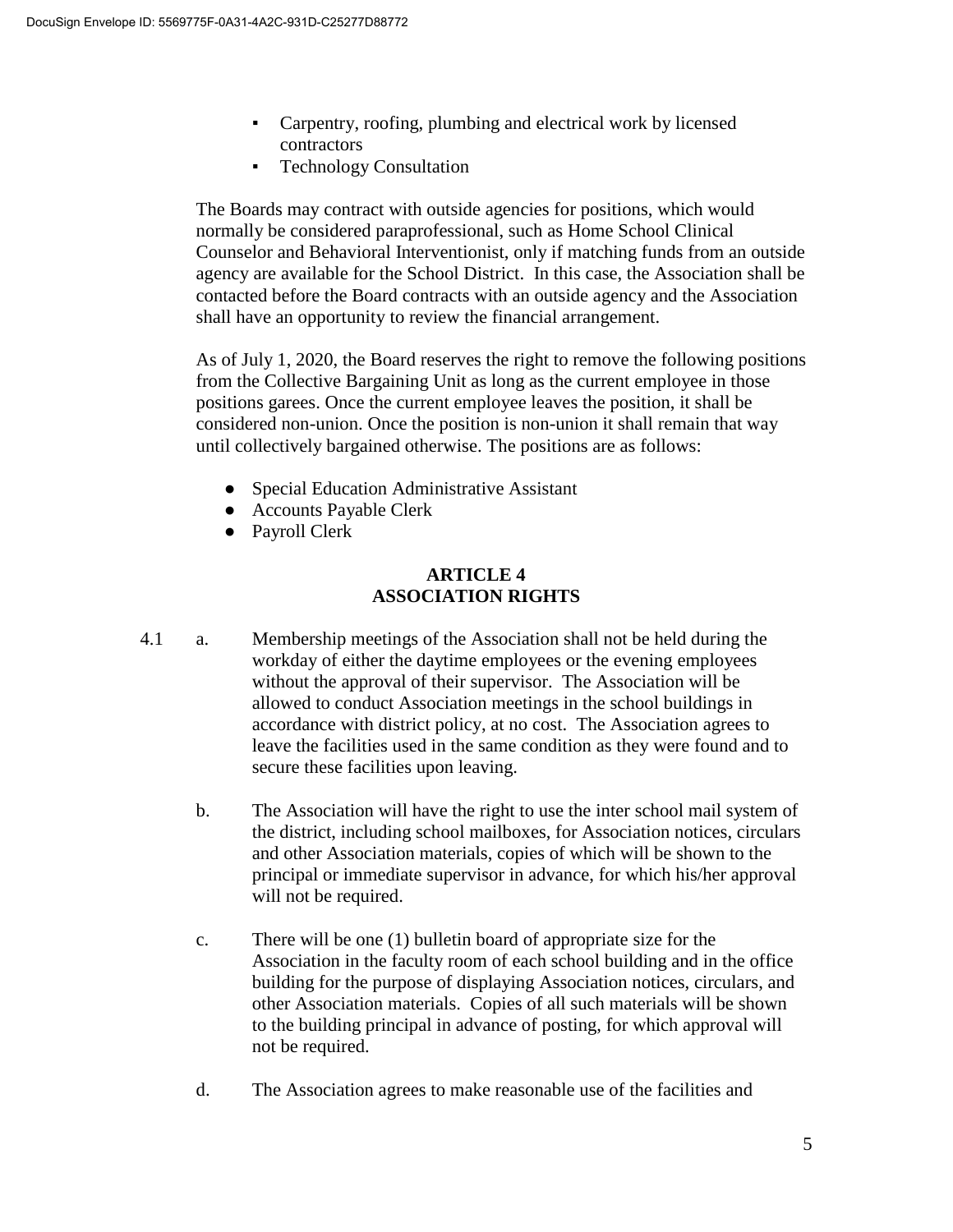- Carpentry, roofing, plumbing and electrical work by licensed contractors
- Technology Consultation

The Boards may contract with outside agencies for positions, which would normally be considered paraprofessional, such as Home School Clinical Counselor and Behavioral Interventionist, only if matching funds from an outside agency are available for the School District. In this case, the Association shall be contacted before the Board contracts with an outside agency and the Association shall have an opportunity to review the financial arrangement.

As of July 1, 2020, the Board reserves the right to remove the following positions from the Collective Bargaining Unit as long as the current employee in those positions garees. Once the current employee leaves the position, it shall be considered non-union. Once the position is non-union it shall remain that way until collectively bargained otherwise. The positions are as follows:

- Special Education Administrative Assistant
- Accounts Payable Clerk
- Payroll Clerk

## ARTICLE 4
## ASSOCIATION RIGHTS

4.1 a. Membership meetings of the Association shall not be held during the workday of either the daytime employees or the evening employees without the approval of their supervisor. The Association will be allowed to conduct Association meetings in the school buildings in accordance with district policy, at no cost. The Association agrees to leave the facilities used in the same condition as they were found and to secure these facilities upon leaving.

b. The Association will have the right to use the inter school mail system of the district, including school mailboxes, for Association notices, circulars and other Association materials, copies of which will be shown to the principal or immediate supervisor in advance, for which his/her approval will not be required.

c. There will be one (1) bulletin board of appropriate size for the Association in the faculty room of each school building and in the office building for the purpose of displaying Association notices, circulars, and other Association materials. Copies of all such materials will be shown to the building principal in advance of posting, for which approval will not be required.

d. The Association agrees to make reasonable use of the facilities and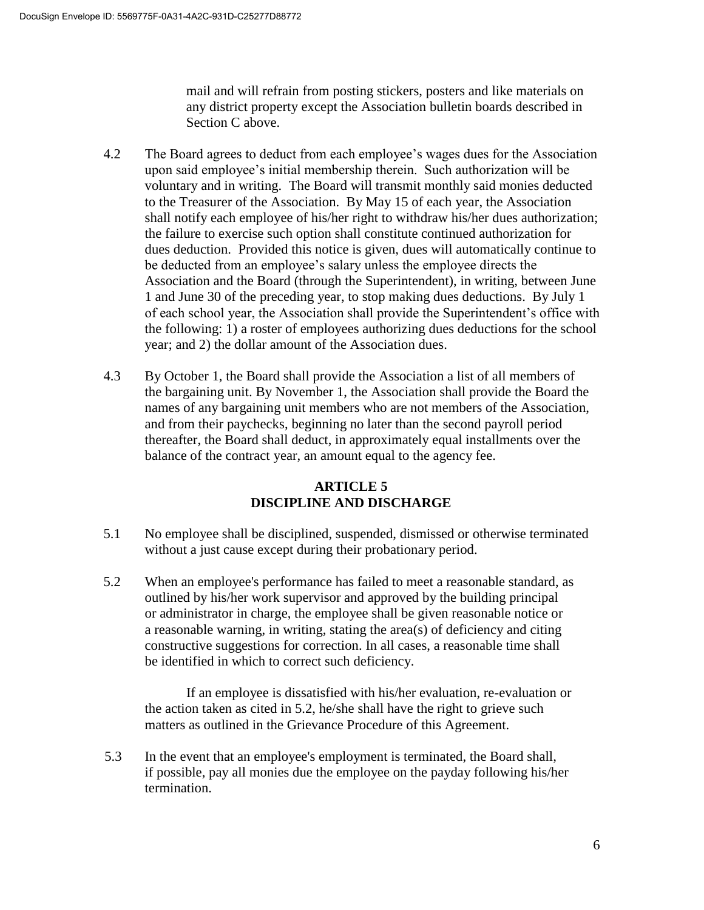mail and will refrain from posting stickers, posters and like materials on any district property except the Association bulletin boards described in Section C above.

4.2 The Board agrees to deduct from each employee's wages dues for the Association upon said employee's initial membership therein. Such authorization will be voluntary and in writing. The Board will transmit monthly said monies deducted to the Treasurer of the Association. By May 15 of each year, the Association shall notify each employee of his/her right to withdraw his/her dues authorization; the failure to exercise such option shall constitute continued authorization for dues deduction. Provided this notice is given, dues will automatically continue to be deducted from an employee's salary unless the employee directs the Association and the Board (through the Superintendent), in writing, between June 1 and June 30 of the preceding year, to stop making dues deductions. By July 1 of each school year, the Association shall provide the Superintendent's office with the following: 1) a roster of employees authorizing dues deductions for the school year; and 2) the dollar amount of the Association dues.

4.3 By October 1, the Board shall provide the Association a list of all members of the bargaining unit. By November 1, the Association shall provide the Board the names of any bargaining unit members who are not members of the Association, and from their paychecks, beginning no later than the second payroll period thereafter, the Board shall deduct, in approximately equal installments over the balance of the contract year, an amount equal to the agency fee.

## ARTICLE 5
## DISCIPLINE AND DISCHARGE

5.1 No employee shall be disciplined, suspended, dismissed or otherwise terminated without a just cause except during their probationary period.

5.2 When an employee's performance has failed to meet a reasonable standard, as outlined by his/her work supervisor and approved by the building principal or administrator in charge, the employee shall be given reasonable notice or a reasonable warning, in writing, stating the area(s) of deficiency and citing constructive suggestions for correction. In all cases, a reasonable time shall be identified in which to correct such deficiency.

If an employee is dissatisfied with his/her evaluation, re-evaluation or the action taken as cited in 5.2, he/she shall have the right to grieve such matters as outlined in the Grievance Procedure of this Agreement.

5.3 In the event that an employee's employment is terminated, the Board shall, if possible, pay all monies due the employee on the payday following his/her termination.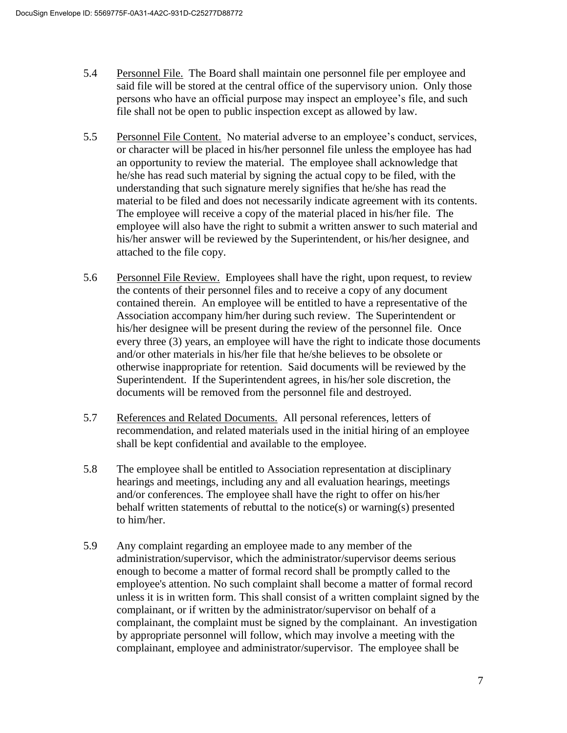5.4 Personnel File. The Board shall maintain one personnel file per employee and said file will be stored at the central office of the supervisory union. Only those persons who have an official purpose may inspect an employee's file, and such file shall not be open to public inspection except as allowed by law.

5.5 Personnel File Content. No material adverse to an employee's conduct, services, or character will be placed in his/her personnel file unless the employee has had an opportunity to review the material. The employee shall acknowledge that he/she has read such material by signing the actual copy to be filed, with the understanding that such signature merely signifies that he/she has read the material to be filed and does not necessarily indicate agreement with its contents. The employee will receive a copy of the material placed in his/her file. The employee will also have the right to submit a written answer to such material and his/her answer will be reviewed by the Superintendent, or his/her designee, and attached to the file copy.

5.6 Personnel File Review. Employees shall have the right, upon request, to review the contents of their personnel files and to receive a copy of any document contained therein. An employee will be entitled to have a representative of the Association accompany him/her during such review. The Superintendent or his/her designee will be present during the review of the personnel file. Once every three (3) years, an employee will have the right to indicate those documents and/or other materials in his/her file that he/she believes to be obsolete or otherwise inappropriate for retention. Said documents will be reviewed by the Superintendent. If the Superintendent agrees, in his/her sole discretion, the documents will be removed from the personnel file and destroyed.

5.7 References and Related Documents. All personal references, letters of recommendation, and related materials used in the initial hiring of an employee shall be kept confidential and available to the employee.

5.8 The employee shall be entitled to Association representation at disciplinary hearings and meetings, including any and all evaluation hearings, meetings and/or conferences. The employee shall have the right to offer on his/her behalf written statements of rebuttal to the notice(s) or warning(s) presented to him/her.

5.9 Any complaint regarding an employee made to any member of the administration/supervisor, which the administrator/supervisor deems serious enough to become a matter of formal record shall be promptly called to the employee's attention. No such complaint shall become a matter of formal record unless it is in written form. This shall consist of a written complaint signed by the complainant, or if written by the administrator/supervisor on behalf of a complainant, the complaint must be signed by the complainant. An investigation by appropriate personnel will follow, which may involve a meeting with the complainant, employee and administrator/supervisor. The employee shall be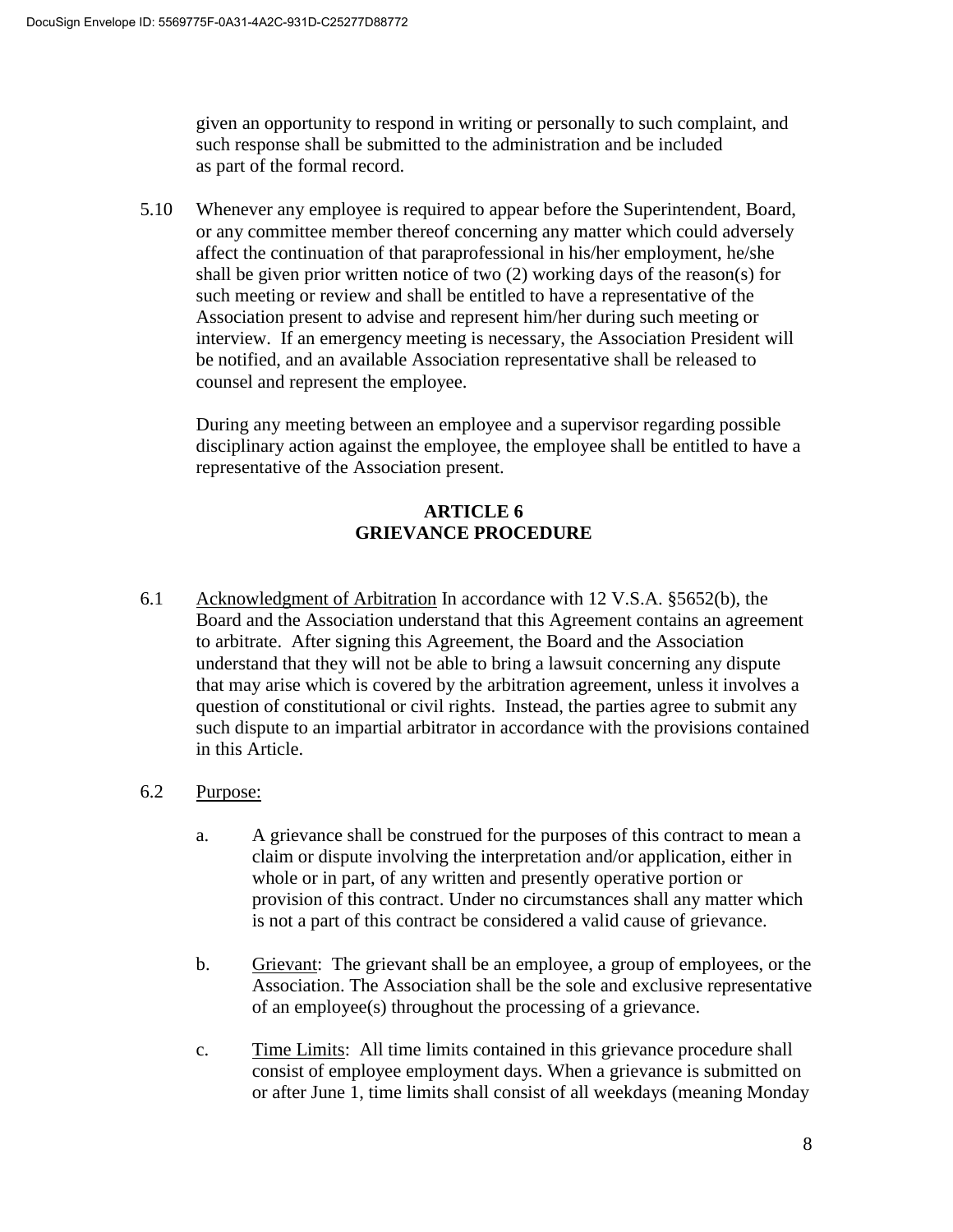given an opportunity to respond in writing or personally to such complaint, and such response shall be submitted to the administration and be included as part of the formal record.

5.10 Whenever any employee is required to appear before the Superintendent, Board, or any committee member thereof concerning any matter which could adversely affect the continuation of that paraprofessional in his/her employment, he/she shall be given prior written notice of two (2) working days of the reason(s) for such meeting or review and shall be entitled to have a representative of the Association present to advise and represent him/her during such meeting or interview. If an emergency meeting is necessary, the Association President will be notified, and an available Association representative shall be released to counsel and represent the employee.

During any meeting between an employee and a supervisor regarding possible disciplinary action against the employee, the employee shall be entitled to have a representative of the Association present.

## ARTICLE 6
## GRIEVANCE PROCEDURE

6.1 Acknowledgment of Arbitration In accordance with 12 V.S.A. §5652(b), the Board and the Association understand that this Agreement contains an agreement to arbitrate. After signing this Agreement, the Board and the Association understand that they will not be able to bring a lawsuit concerning any dispute that may arise which is covered by the arbitration agreement, unless it involves a question of constitutional or civil rights. Instead, the parties agree to submit any such dispute to an impartial arbitrator in accordance with the provisions contained in this Article.

6.2 Purpose:

a. A grievance shall be construed for the purposes of this contract to mean a claim or dispute involving the interpretation and/or application, either in whole or in part, of any written and presently operative portion or provision of this contract. Under no circumstances shall any matter which is not a part of this contract be considered a valid cause of grievance.

b. Grievant: The grievant shall be an employee, a group of employees, or the Association. The Association shall be the sole and exclusive representative of an employee(s) throughout the processing of a grievance.

c. Time Limits: All time limits contained in this grievance procedure shall consist of employee employment days. When a grievance is submitted on or after June 1, time limits shall consist of all weekdays (meaning Monday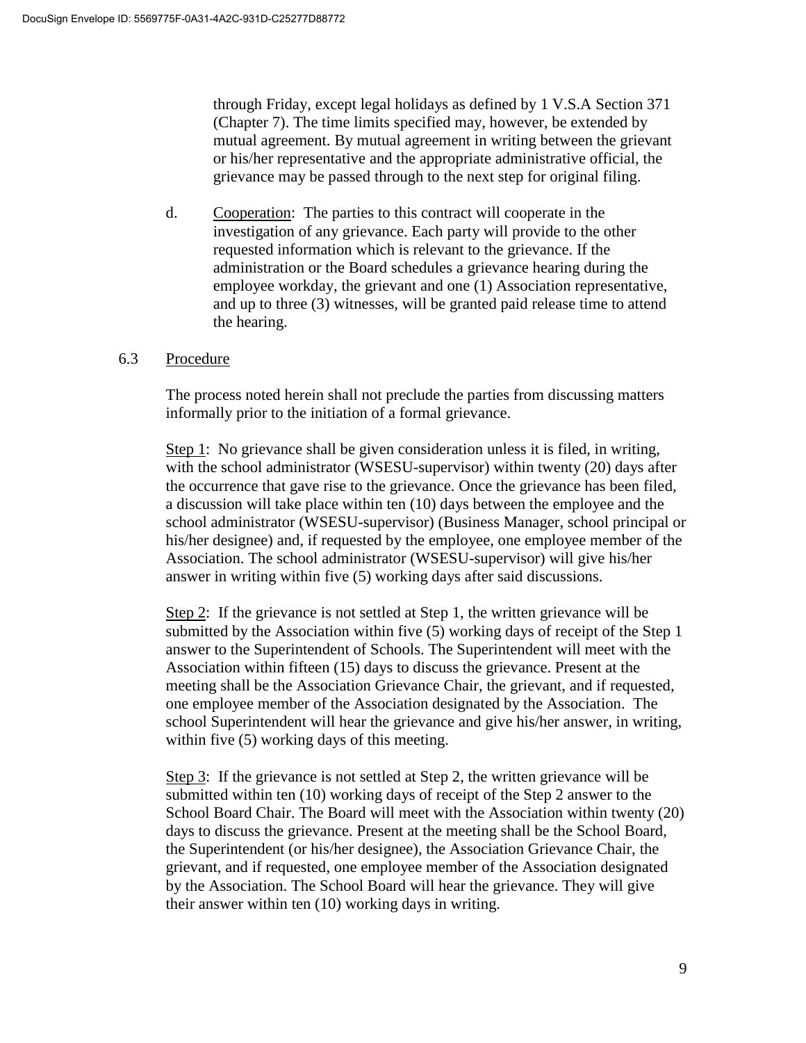through Friday, except legal holidays as defined by 1 V.S.A Section 371 (Chapter 7). The time limits specified may, however, be extended by mutual agreement. By mutual agreement in writing between the grievant or his/her representative and the appropriate administrative official, the grievance may be passed through to the next step for original filing.

d. Cooperation: The parties to this contract will cooperate in the investigation of any grievance. Each party will provide to the other requested information which is relevant to the grievance. If the administration or the Board schedules a grievance hearing during the employee workday, the grievant and one (1) Association representative, and up to three (3) witnesses, will be granted paid release time to attend the hearing.

6.3 Procedure

The process noted herein shall not preclude the parties from discussing matters informally prior to the initiation of a formal grievance.

Step 1: No grievance shall be given consideration unless it is filed, in writing, with the school administrator (WSESU-supervisor) within twenty (20) days after the occurrence that gave rise to the grievance. Once the grievance has been filed, a discussion will take place within ten (10) days between the employee and the school administrator (WSESU-supervisor) (Business Manager, school principal or his/her designee) and, if requested by the employee, one employee member of the Association. The school administrator (WSESU-supervisor) will give his/her answer in writing within five (5) working days after said discussions.

Step 2: If the grievance is not settled at Step 1, the written grievance will be submitted by the Association within five (5) working days of receipt of the Step 1 answer to the Superintendent of Schools. The Superintendent will meet with the Association within fifteen (15) days to discuss the grievance. Present at the meeting shall be the Association Grievance Chair, the grievant, and if requested, one employee member of the Association designated by the Association. The school Superintendent will hear the grievance and give his/her answer, in writing, within five (5) working days of this meeting.

Step 3: If the grievance is not settled at Step 2, the written grievance will be submitted within ten (10) working days of receipt of the Step 2 answer to the School Board Chair. The Board will meet with the Association within twenty (20) days to discuss the grievance. Present at the meeting shall be the School Board, the Superintendent (or his/her designee), the Association Grievance Chair, the grievant, and if requested, one employee member of the Association designated by the Association. The School Board will hear the grievance. They will give their answer within ten (10) working days in writing.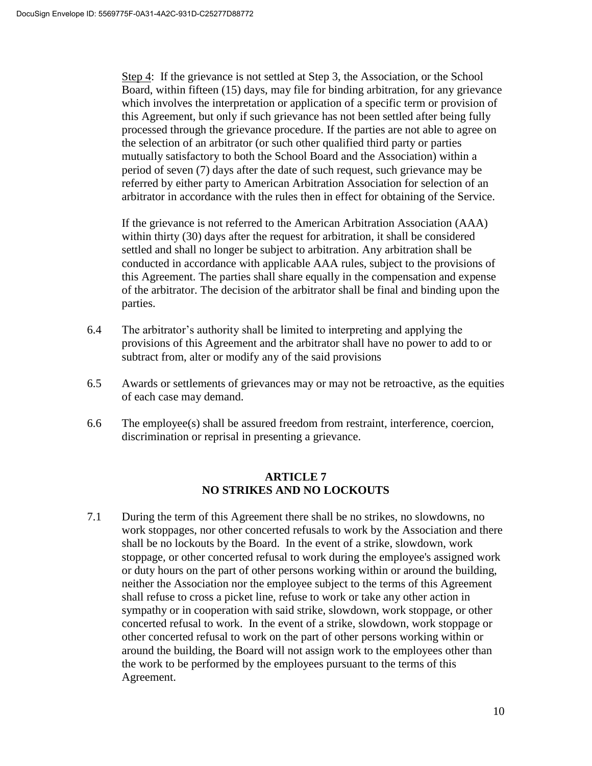Step 4: If the grievance is not settled at Step 3, the Association, or the School Board, within fifteen (15) days, may file for binding arbitration, for any grievance which involves the interpretation or application of a specific term or provision of this Agreement, but only if such grievance has not been settled after being fully processed through the grievance procedure. If the parties are not able to agree on the selection of an arbitrator (or such other qualified third party or parties mutually satisfactory to both the School Board and the Association) within a period of seven (7) days after the date of such request, such grievance may be referred by either party to American Arbitration Association for selection of an arbitrator in accordance with the rules then in effect for obtaining of the Service.

If the grievance is not referred to the American Arbitration Association (AAA) within thirty (30) days after the request for arbitration, it shall be considered settled and shall no longer be subject to arbitration. Any arbitration shall be conducted in accordance with applicable AAA rules, subject to the provisions of this Agreement. The parties shall share equally in the compensation and expense of the arbitrator. The decision of the arbitrator shall be final and binding upon the parties.

6.4 The arbitrator's authority shall be limited to interpreting and applying the provisions of this Agreement and the arbitrator shall have no power to add to or subtract from, alter or modify any of the said provisions

6.5 Awards or settlements of grievances may or may not be retroactive, as the equities of each case may demand.

6.6 The employee(s) shall be assured freedom from restraint, interference, coercion, discrimination or reprisal in presenting a grievance.

## ARTICLE 7
## NO STRIKES AND NO LOCKOUTS

7.1 During the term of this Agreement there shall be no strikes, no slowdowns, no work stoppages, nor other concerted refusals to work by the Association and there shall be no lockouts by the Board. In the event of a strike, slowdown, work stoppage, or other concerted refusal to work during the employee's assigned work or duty hours on the part of other persons working within or around the building, neither the Association nor the employee subject to the terms of this Agreement shall refuse to cross a picket line, refuse to work or take any other action in sympathy or in cooperation with said strike, slowdown, work stoppage, or other concerted refusal to work. In the event of a strike, slowdown, work stoppage or other concerted refusal to work on the part of other persons working within or around the building, the Board will not assign work to the employees other than the work to be performed by the employees pursuant to the terms of this Agreement.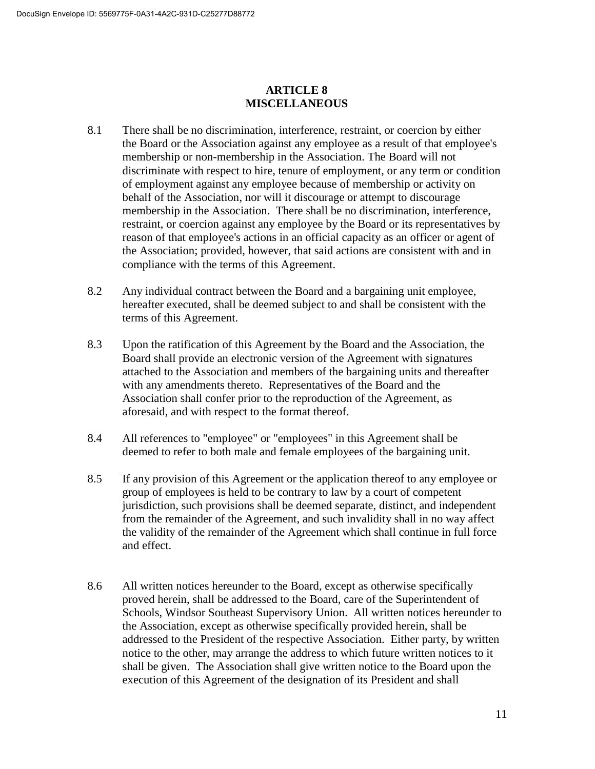## ARTICLE 8
## MISCELLANEOUS

8.1 There shall be no discrimination, interference, restraint, or coercion by either the Board or the Association against any employee as a result of that employee's membership or non-membership in the Association. The Board will not discriminate with respect to hire, tenure of employment, or any term or condition of employment against any employee because of membership or activity on behalf of the Association, nor will it discourage or attempt to discourage membership in the Association. There shall be no discrimination, interference, restraint, or coercion against any employee by the Board or its representatives by reason of that employee's actions in an official capacity as an officer or agent of the Association; provided, however, that said actions are consistent with and in compliance with the terms of this Agreement.

8.2 Any individual contract between the Board and a bargaining unit employee, hereafter executed, shall be deemed subject to and shall be consistent with the terms of this Agreement.

8.3 Upon the ratification of this Agreement by the Board and the Association, the Board shall provide an electronic version of the Agreement with signatures attached to the Association and members of the bargaining units and thereafter with any amendments thereto. Representatives of the Board and the Association shall confer prior to the reproduction of the Agreement, as aforesaid, and with respect to the format thereof.

8.4 All references to "employee" or "employees" in this Agreement shall be deemed to refer to both male and female employees of the bargaining unit.

8.5 If any provision of this Agreement or the application thereof to any employee or group of employees is held to be contrary to law by a court of competent jurisdiction, such provisions shall be deemed separate, distinct, and independent from the remainder of the Agreement, and such invalidity shall in no way affect the validity of the remainder of the Agreement which shall continue in full force and effect.

8.6 All written notices hereunder to the Board, except as otherwise specifically proved herein, shall be addressed to the Board, care of the Superintendent of Schools, Windsor Southeast Supervisory Union. All written notices hereunder to the Association, except as otherwise specifically provided herein, shall be addressed to the President of the respective Association. Either party, by written notice to the other, may arrange the address to which future written notices to it shall be given. The Association shall give written notice to the Board upon the execution of this Agreement of the designation of its President and shall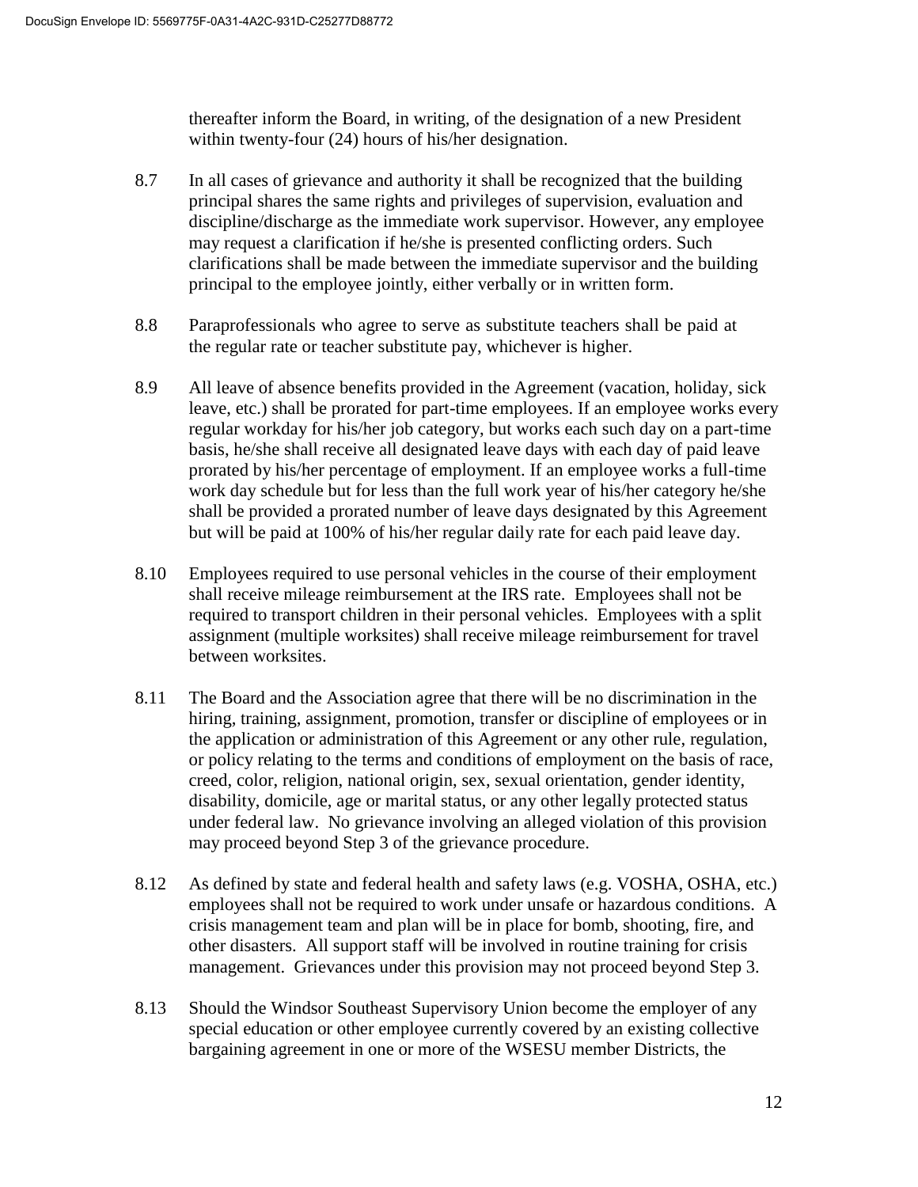thereafter inform the Board, in writing, of the designation of a new President within twenty-four (24) hours of his/her designation.

8.7 In all cases of grievance and authority it shall be recognized that the building principal shares the same rights and privileges of supervision, evaluation and discipline/discharge as the immediate work supervisor. However, any employee may request a clarification if he/she is presented conflicting orders. Such clarifications shall be made between the immediate supervisor and the building principal to the employee jointly, either verbally or in written form.

8.8 Paraprofessionals who agree to serve as substitute teachers shall be paid at the regular rate or teacher substitute pay, whichever is higher.

8.9 All leave of absence benefits provided in the Agreement (vacation, holiday, sick leave, etc.) shall be prorated for part-time employees. If an employee works every regular workday for his/her job category, but works each such day on a part-time basis, he/she shall receive all designated leave days with each day of paid leave prorated by his/her percentage of employment. If an employee works a full-time work day schedule but for less than the full work year of his/her category he/she shall be provided a prorated number of leave days designated by this Agreement but will be paid at 100% of his/her regular daily rate for each paid leave day.

8.10 Employees required to use personal vehicles in the course of their employment shall receive mileage reimbursement at the IRS rate. Employees shall not be required to transport children in their personal vehicles. Employees with a split assignment (multiple worksites) shall receive mileage reimbursement for travel between worksites.

8.11 The Board and the Association agree that there will be no discrimination in the hiring, training, assignment, promotion, transfer or discipline of employees or in the application or administration of this Agreement or any other rule, regulation, or policy relating to the terms and conditions of employment on the basis of race, creed, color, religion, national origin, sex, sexual orientation, gender identity, disability, domicile, age or marital status, or any other legally protected status under federal law. No grievance involving an alleged violation of this provision may proceed beyond Step 3 of the grievance procedure.

8.12 As defined by state and federal health and safety laws (e.g. VOSHA, OSHA, etc.) employees shall not be required to work under unsafe or hazardous conditions. A crisis management team and plan will be in place for bomb, shooting, fire, and other disasters. All support staff will be involved in routine training for crisis management. Grievances under this provision may not proceed beyond Step 3.

8.13 Should the Windsor Southeast Supervisory Union become the employer of any special education or other employee currently covered by an existing collective bargaining agreement in one or more of the WSESU member Districts, the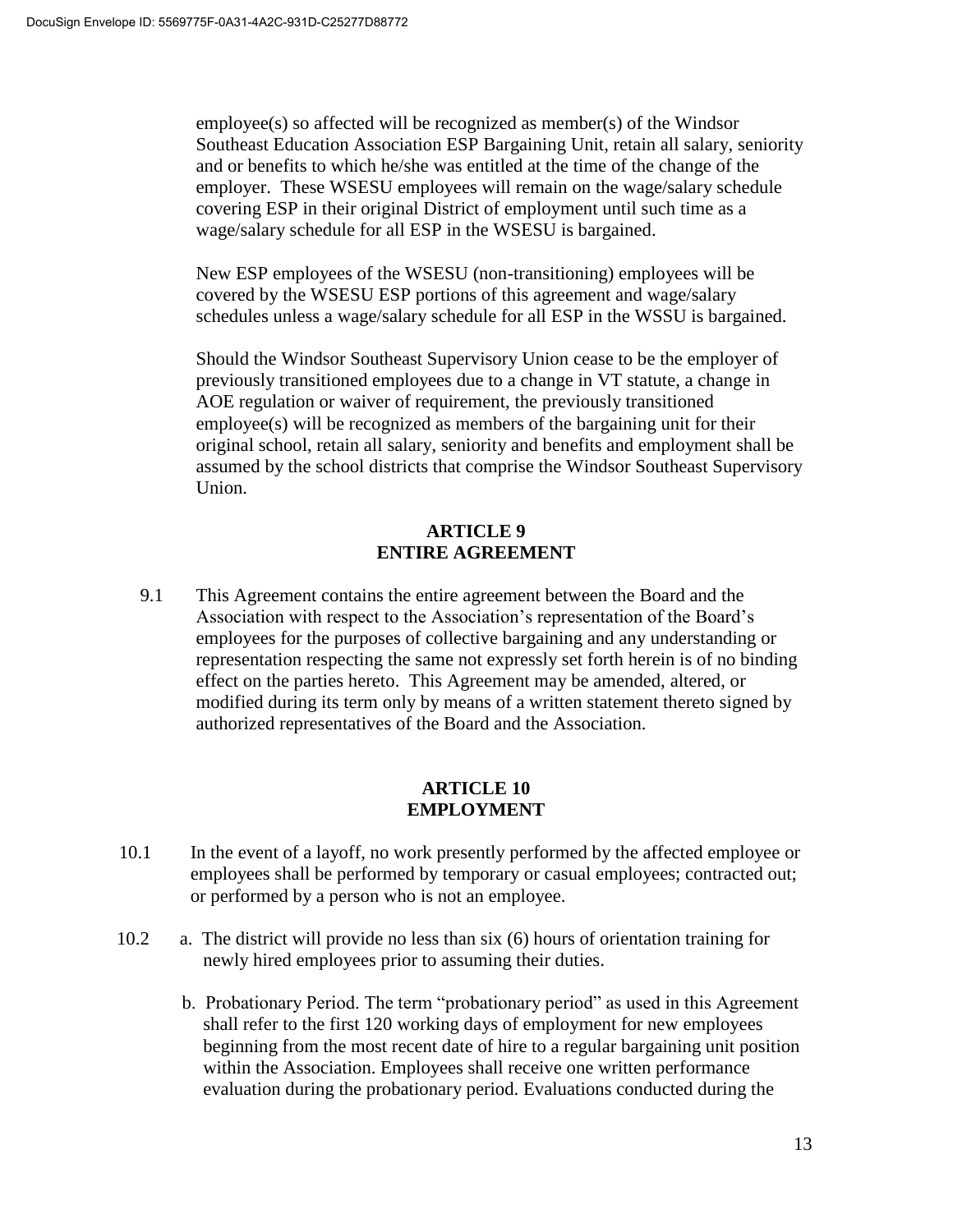employee(s) so affected will be recognized as member(s) of the Windsor Southeast Education Association ESP Bargaining Unit, retain all salary, seniority and or benefits to which he/she was entitled at the time of the change of the employer. These WSESU employees will remain on the wage/salary schedule covering ESP in their original District of employment until such time as a wage/salary schedule for all ESP in the WSESU is bargained.

New ESP employees of the WSESU (non-transitioning) employees will be covered by the WSESU ESP portions of this agreement and wage/salary schedules unless a wage/salary schedule for all ESP in the WSSU is bargained.

Should the Windsor Southeast Supervisory Union cease to be the employer of previously transitioned employees due to a change in VT statute, a change in AOE regulation or waiver of requirement, the previously transitioned employee(s) will be recognized as members of the bargaining unit for their original school, retain all salary, seniority and benefits and employment shall be assumed by the school districts that comprise the Windsor Southeast Supervisory Union.

## ARTICLE 9
## ENTIRE AGREEMENT

9.1 This Agreement contains the entire agreement between the Board and the Association with respect to the Association's representation of the Board's employees for the purposes of collective bargaining and any understanding or representation respecting the same not expressly set forth herein is of no binding effect on the parties hereto. This Agreement may be amended, altered, or modified during its term only by means of a written statement thereto signed by authorized representatives of the Board and the Association.

## ARTICLE 10
## EMPLOYMENT

10.1 In the event of a layoff, no work presently performed by the affected employee or employees shall be performed by temporary or casual employees; contracted out; or performed by a person who is not an employee.

10.2 a. The district will provide no less than six (6) hours of orientation training for newly hired employees prior to assuming their duties.

b. Probationary Period. The term "probationary period" as used in this Agreement shall refer to the first 120 working days of employment for new employees beginning from the most recent date of hire to a regular bargaining unit position within the Association. Employees shall receive one written performance evaluation during the probationary period. Evaluations conducted during the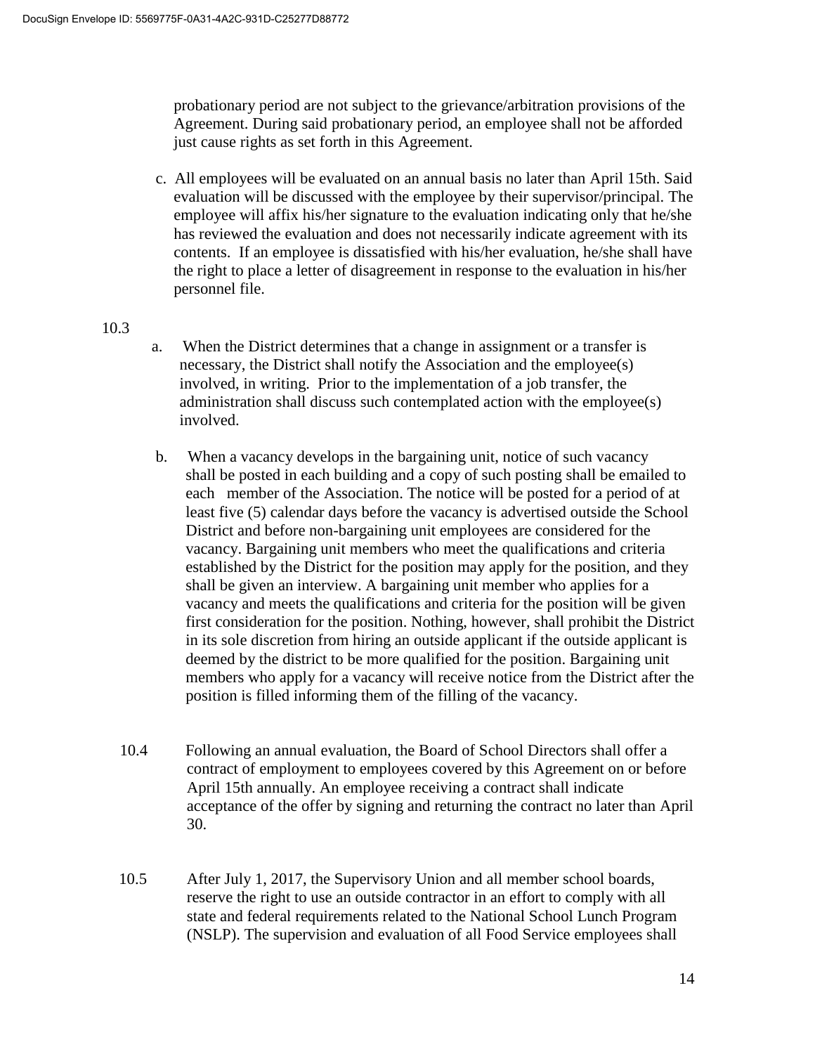probationary period are not subject to the grievance/arbitration provisions of the Agreement. During said probationary period, an employee shall not be afforded just cause rights as set forth in this Agreement.

c. All employees will be evaluated on an annual basis no later than April 15th. Said evaluation will be discussed with the employee by their supervisor/principal. The employee will affix his/her signature to the evaluation indicating only that he/she has reviewed the evaluation and does not necessarily indicate agreement with its contents. If an employee is dissatisfied with his/her evaluation, he/she shall have the right to place a letter of disagreement in response to the evaluation in his/her personnel file.

10.3

a. When the District determines that a change in assignment or a transfer is necessary, the District shall notify the Association and the employee(s) involved, in writing. Prior to the implementation of a job transfer, the administration shall discuss such contemplated action with the employee(s) involved.

b. When a vacancy develops in the bargaining unit, notice of such vacancy shall be posted in each building and a copy of such posting shall be emailed to each member of the Association. The notice will be posted for a period of at least five (5) calendar days before the vacancy is advertised outside the School District and before non-bargaining unit employees are considered for the vacancy. Bargaining unit members who meet the qualifications and criteria established by the District for the position may apply for the position, and they shall be given an interview. A bargaining unit member who applies for a vacancy and meets the qualifications and criteria for the position will be given first consideration for the position. Nothing, however, shall prohibit the District in its sole discretion from hiring an outside applicant if the outside applicant is deemed by the district to be more qualified for the position. Bargaining unit members who apply for a vacancy will receive notice from the District after the position is filled informing them of the filling of the vacancy.

10.4 Following an annual evaluation, the Board of School Directors shall offer a contract of employment to employees covered by this Agreement on or before April 15th annually. An employee receiving a contract shall indicate acceptance of the offer by signing and returning the contract no later than April 30.

10.5 After July 1, 2017, the Supervisory Union and all member school boards, reserve the right to use an outside contractor in an effort to comply with all state and federal requirements related to the National School Lunch Program (NSLP). The supervision and evaluation of all Food Service employees shall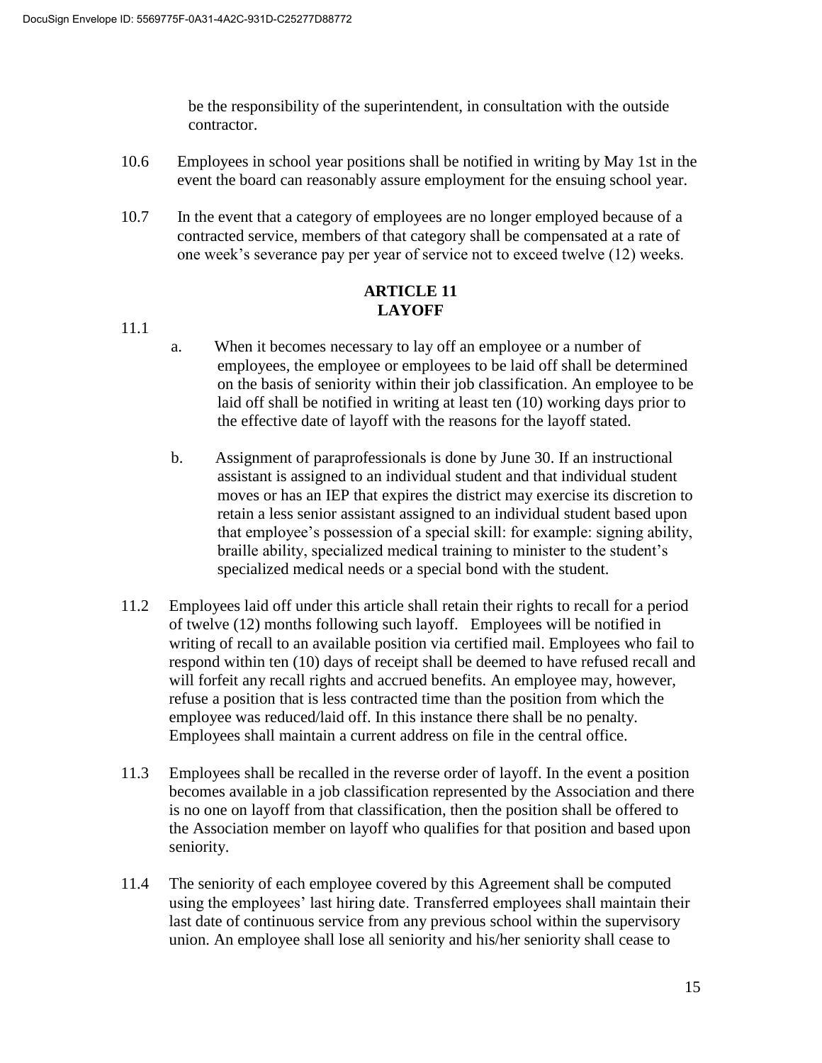be the responsibility of the superintendent, in consultation with the outside contractor.

10.6 Employees in school year positions shall be notified in writing by May 1st in the event the board can reasonably assure employment for the ensuing school year.

10.7 In the event that a category of employees are no longer employed because of a contracted service, members of that category shall be compensated at a rate of one week's severance pay per year of service not to exceed twelve (12) weeks.

## ARTICLE 11
## LAYOFF

11.1

a. When it becomes necessary to lay off an employee or a number of employees, the employee or employees to be laid off shall be determined on the basis of seniority within their job classification. An employee to be laid off shall be notified in writing at least ten (10) working days prior to the effective date of layoff with the reasons for the layoff stated.

b. Assignment of paraprofessionals is done by June 30. If an instructional assistant is assigned to an individual student and that individual student moves or has an IEP that expires the district may exercise its discretion to retain a less senior assistant assigned to an individual student based upon that employee's possession of a special skill: for example: signing ability, braille ability, specialized medical training to minister to the student's specialized medical needs or a special bond with the student.

11.2 Employees laid off under this article shall retain their rights to recall for a period of twelve (12) months following such layoff. Employees will be notified in writing of recall to an available position via certified mail. Employees who fail to respond within ten (10) days of receipt shall be deemed to have refused recall and will forfeit any recall rights and accrued benefits. An employee may, however, refuse a position that is less contracted time than the position from which the employee was reduced/laid off. In this instance there shall be no penalty. Employees shall maintain a current address on file in the central office.

11.3 Employees shall be recalled in the reverse order of layoff. In the event a position becomes available in a job classification represented by the Association and there is no one on layoff from that classification, then the position shall be offered to the Association member on layoff who qualifies for that position and based upon seniority.

11.4 The seniority of each employee covered by this Agreement shall be computed using the employees' last hiring date. Transferred employees shall maintain their last date of continuous service from any previous school within the supervisory union. An employee shall lose all seniority and his/her seniority shall cease to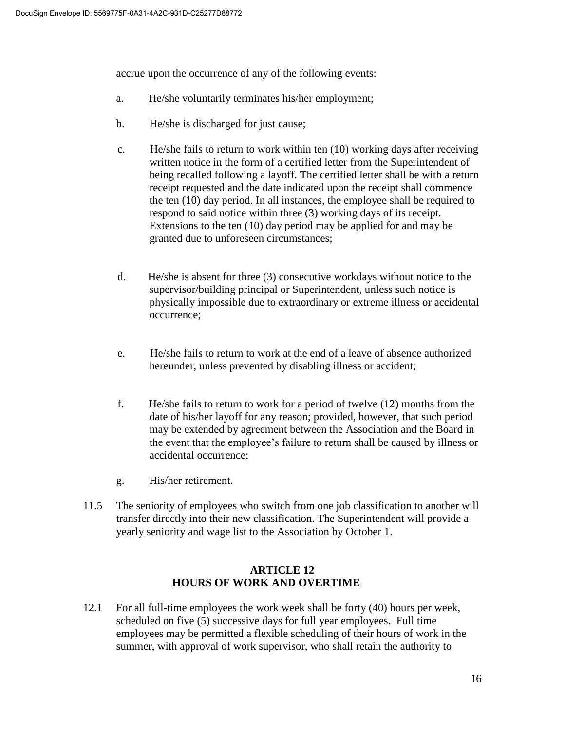accrue upon the occurrence of any of the following events:

a. He/she voluntarily terminates his/her employment;

b. He/she is discharged for just cause;

c. He/she fails to return to work within ten (10) working days after receiving written notice in the form of a certified letter from the Superintendent of being recalled following a layoff. The certified letter shall be with a return receipt requested and the date indicated upon the receipt shall commence the ten (10) day period. In all instances, the employee shall be required to respond to said notice within three (3) working days of its receipt. Extensions to the ten (10) day period may be applied for and may be granted due to unforeseen circumstances;

d. He/she is absent for three (3) consecutive workdays without notice to the supervisor/building principal or Superintendent, unless such notice is physically impossible due to extraordinary or extreme illness or accidental occurrence;

e. He/she fails to return to work at the end of a leave of absence authorized hereunder, unless prevented by disabling illness or accident;

f. He/she fails to return to work for a period of twelve (12) months from the date of his/her layoff for any reason; provided, however, that such period may be extended by agreement between the Association and the Board in the event that the employee's failure to return shall be caused by illness or accidental occurrence;

g. His/her retirement.

11.5 The seniority of employees who switch from one job classification to another will transfer directly into their new classification. The Superintendent will provide a yearly seniority and wage list to the Association by October 1.

## ARTICLE 12
## HOURS OF WORK AND OVERTIME

12.1 For all full-time employees the work week shall be forty (40) hours per week, scheduled on five (5) successive days for full year employees. Full time employees may be permitted a flexible scheduling of their hours of work in the summer, with approval of work supervisor, who shall retain the authority to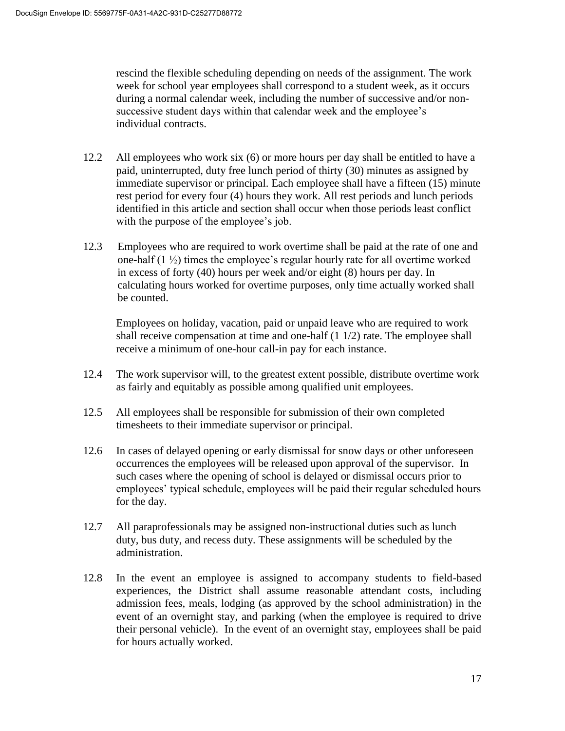rescind the flexible scheduling depending on needs of the assignment. The work week for school year employees shall correspond to a student week, as it occurs during a normal calendar week, including the number of successive and/or non-successive student days within that calendar week and the employee's individual contracts.

12.2 All employees who work six (6) or more hours per day shall be entitled to have a paid, uninterrupted, duty free lunch period of thirty (30) minutes as assigned by immediate supervisor or principal. Each employee shall have a fifteen (15) minute rest period for every four (4) hours they work. All rest periods and lunch periods identified in this article and section shall occur when those periods least conflict with the purpose of the employee's job.

12.3 Employees who are required to work overtime shall be paid at the rate of one and one-half (1 ½) times the employee's regular hourly rate for all overtime worked in excess of forty (40) hours per week and/or eight (8) hours per day. In calculating hours worked for overtime purposes, only time actually worked shall be counted.

Employees on holiday, vacation, paid or unpaid leave who are required to work shall receive compensation at time and one-half (1 1/2) rate. The employee shall receive a minimum of one-hour call-in pay for each instance.

12.4 The work supervisor will, to the greatest extent possible, distribute overtime work as fairly and equitably as possible among qualified unit employees.

12.5 All employees shall be responsible for submission of their own completed timesheets to their immediate supervisor or principal.

12.6 In cases of delayed opening or early dismissal for snow days or other unforeseen occurrences the employees will be released upon approval of the supervisor. In such cases where the opening of school is delayed or dismissal occurs prior to employees' typical schedule, employees will be paid their regular scheduled hours for the day.

12.7 All paraprofessionals may be assigned non-instructional duties such as lunch duty, bus duty, and recess duty. These assignments will be scheduled by the administration.

12.8 In the event an employee is assigned to accompany students to field-based experiences, the District shall assume reasonable attendant costs, including admission fees, meals, lodging (as approved by the school administration) in the event of an overnight stay, and parking (when the employee is required to drive their personal vehicle). In the event of an overnight stay, employees shall be paid for hours actually worked.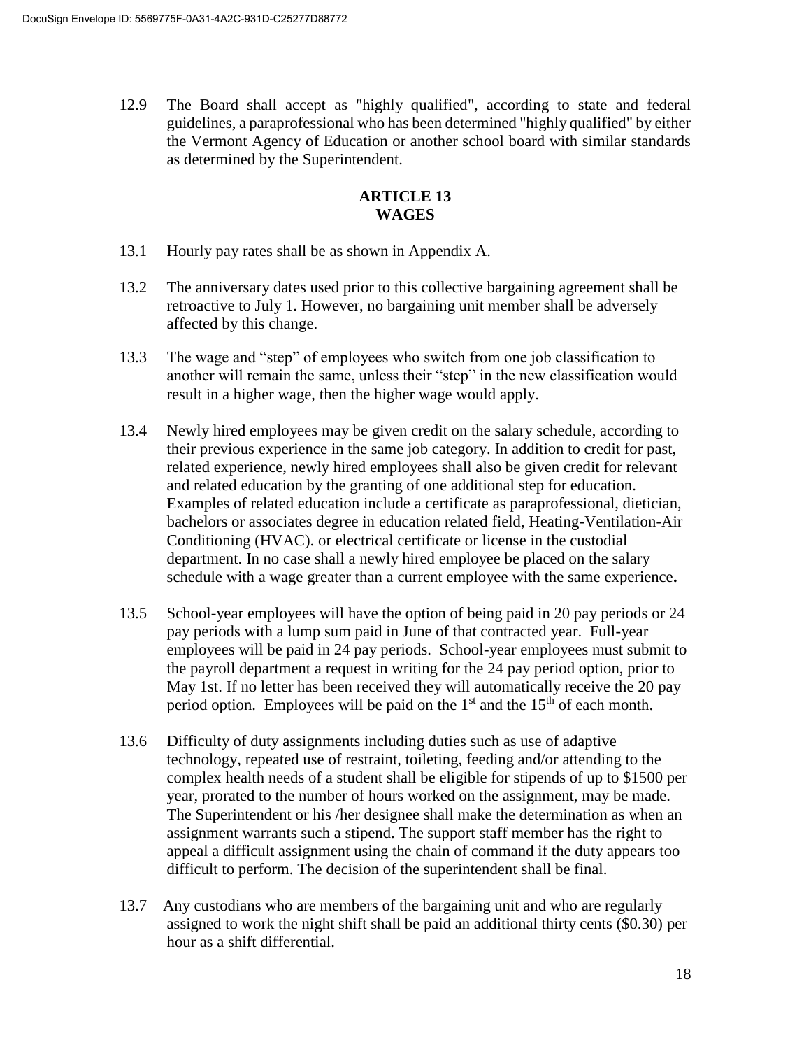12.9 The Board shall accept as "highly qualified", according to state and federal guidelines, a paraprofessional who has been determined "highly qualified" by either the Vermont Agency of Education or another school board with similar standards as determined by the Superintendent.

## ARTICLE 13
## WAGES

13.1 Hourly pay rates shall be as shown in Appendix A.

13.2 The anniversary dates used prior to this collective bargaining agreement shall be retroactive to July 1. However, no bargaining unit member shall be adversely affected by this change.

13.3 The wage and "step" of employees who switch from one job classification to another will remain the same, unless their "step" in the new classification would result in a higher wage, then the higher wage would apply.

13.4 Newly hired employees may be given credit on the salary schedule, according to their previous experience in the same job category. In addition to credit for past, related experience, newly hired employees shall also be given credit for relevant and related education by the granting of one additional step for education. Examples of related education include a certificate as paraprofessional, dietician, bachelors or associates degree in education related field, Heating-Ventilation-Air Conditioning (HVAC). or electrical certificate or license in the custodial department. In no case shall a newly hired employee be placed on the salary schedule with a wage greater than a current employee with the same experience**.**

13.5 School-year employees will have the option of being paid in 20 pay periods or 24 pay periods with a lump sum paid in June of that contracted year. Full-year employees will be paid in 24 pay periods. School-year employees must submit to the payroll department a request in writing for the 24 pay period option, prior to May 1st. If no letter has been received they will automatically receive the 20 pay period option. Employees will be paid on the 1st and the 15th of each month.

13.6 Difficulty of duty assignments including duties such as use of adaptive technology, repeated use of restraint, toileting, feeding and/or attending to the complex health needs of a student shall be eligible for stipends of up to $1500 per year, prorated to the number of hours worked on the assignment, may be made. The Superintendent or his /her designee shall make the determination as when an assignment warrants such a stipend. The support staff member has the right to appeal a difficult assignment using the chain of command if the duty appears too difficult to perform. The decision of the superintendent shall be final.

13.7 Any custodians who are members of the bargaining unit and who are regularly assigned to work the night shift shall be paid an additional thirty cents ($0.30) per hour as a shift differential.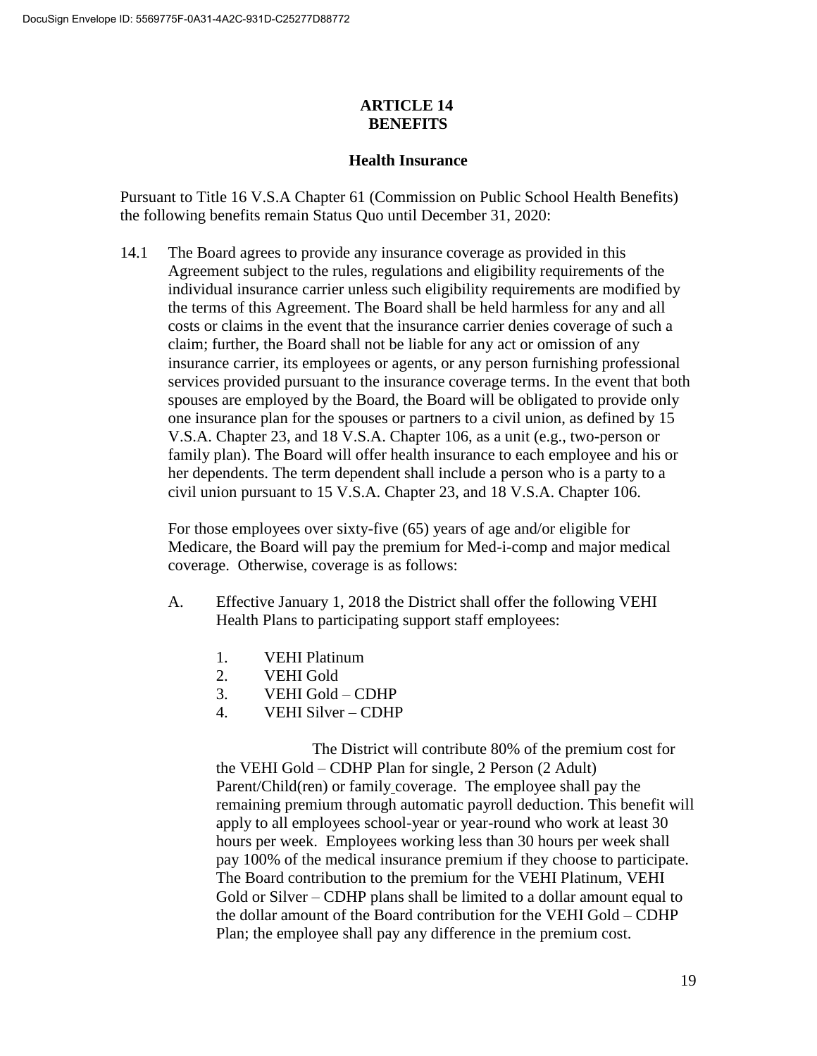# ARTICLE 14
# BENEFITS

## Health Insurance

Pursuant to Title 16 V.S.A Chapter 61 (Commission on Public School Health Benefits) the following benefits remain Status Quo until December 31, 2020:

14.1 The Board agrees to provide any insurance coverage as provided in this Agreement subject to the rules, regulations and eligibility requirements of the individual insurance carrier unless such eligibility requirements are modified by the terms of this Agreement. The Board shall be held harmless for any and all costs or claims in the event that the insurance carrier denies coverage of such a claim; further, the Board shall not be liable for any act or omission of any insurance carrier, its employees or agents, or any person furnishing professional services provided pursuant to the insurance coverage terms. In the event that both spouses are employed by the Board, the Board will be obligated to provide only one insurance plan for the spouses or partners to a civil union, as defined by 15 V.S.A. Chapter 23, and 18 V.S.A. Chapter 106, as a unit (e.g., two-person or family plan). The Board will offer health insurance to each employee and his or her dependents. The term dependent shall include a person who is a party to a civil union pursuant to 15 V.S.A. Chapter 23, and 18 V.S.A. Chapter 106.

For those employees over sixty-five (65) years of age and/or eligible for Medicare, the Board will pay the premium for Med-i-comp and major medical coverage. Otherwise, coverage is as follows:

A. Effective January 1, 2018 the District shall offer the following VEHI Health Plans to participating support staff employees:

1. VEHI Platinum
2. VEHI Gold
3. VEHI Gold – CDHP
4. VEHI Silver – CDHP

The District will contribute 80% of the premium cost for the VEHI Gold – CDHP Plan for single, 2 Person (2 Adult) Parent/Child(ren) or family coverage. The employee shall pay the remaining premium through automatic payroll deduction. This benefit will apply to all employees school-year or year-round who work at least 30 hours per week. Employees working less than 30 hours per week shall pay 100% of the medical insurance premium if they choose to participate. The Board contribution to the premium for the VEHI Platinum, VEHI Gold or Silver – CDHP plans shall be limited to a dollar amount equal to the dollar amount of the Board contribution for the VEHI Gold – CDHP Plan; the employee shall pay any difference in the premium cost.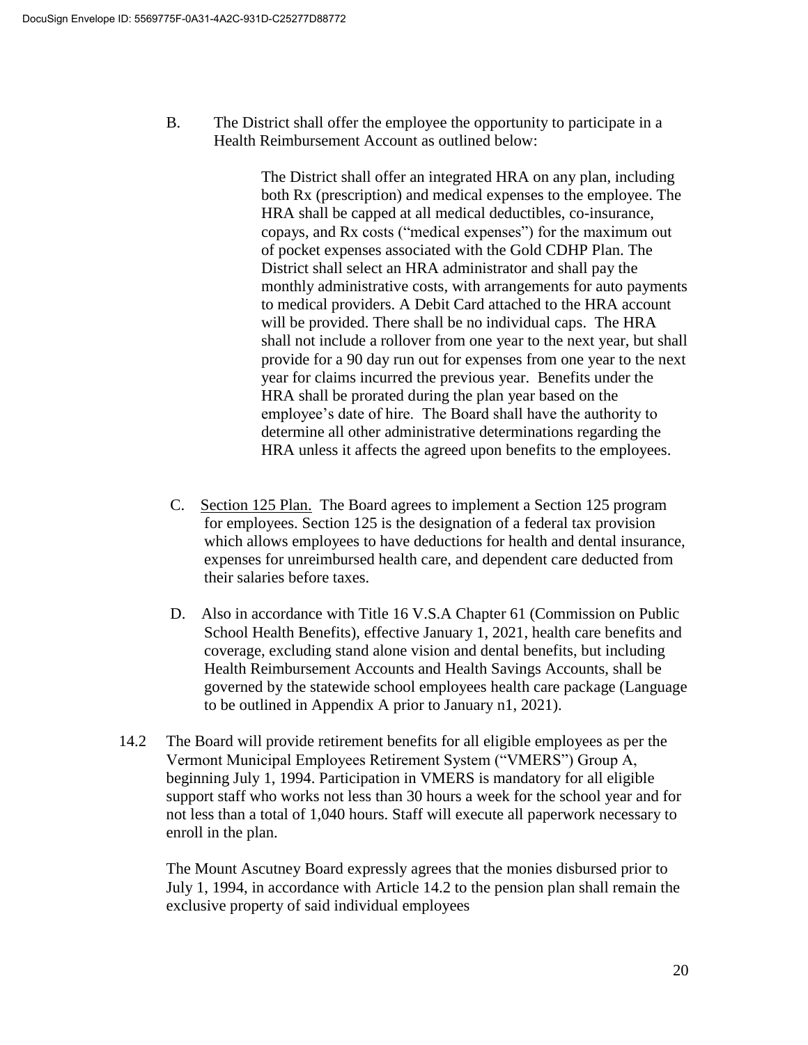B. The District shall offer the employee the opportunity to participate in a Health Reimbursement Account as outlined below:

> The District shall offer an integrated HRA on any plan, including both Rx (prescription) and medical expenses to the employee. The HRA shall be capped at all medical deductibles, co-insurance, copays, and Rx costs ("medical expenses") for the maximum out of pocket expenses associated with the Gold CDHP Plan. The District shall select an HRA administrator and shall pay the monthly administrative costs, with arrangements for auto payments to medical providers. A Debit Card attached to the HRA account will be provided. There shall be no individual caps. The HRA shall not include a rollover from one year to the next year, but shall provide for a 90 day run out for expenses from one year to the next year for claims incurred the previous year. Benefits under the HRA shall be prorated during the plan year based on the employee's date of hire. The Board shall have the authority to determine all other administrative determinations regarding the HRA unless it affects the agreed upon benefits to the employees.

C. Section 125 Plan. The Board agrees to implement a Section 125 program for employees. Section 125 is the designation of a federal tax provision which allows employees to have deductions for health and dental insurance, expenses for unreimbursed health care, and dependent care deducted from their salaries before taxes.

D. Also in accordance with Title 16 V.S.A Chapter 61 (Commission on Public School Health Benefits), effective January 1, 2021, health care benefits and coverage, excluding stand alone vision and dental benefits, but including Health Reimbursement Accounts and Health Savings Accounts, shall be governed by the statewide school employees health care package (Language to be outlined in Appendix A prior to January n1, 2021).

14.2 The Board will provide retirement benefits for all eligible employees as per the Vermont Municipal Employees Retirement System ("VMERS") Group A, beginning July 1, 1994. Participation in VMERS is mandatory for all eligible support staff who works not less than 30 hours a week for the school year and for not less than a total of 1,040 hours. Staff will execute all paperwork necessary to enroll in the plan.

The Mount Ascutney Board expressly agrees that the monies disbursed prior to July 1, 1994, in accordance with Article 14.2 to the pension plan shall remain the exclusive property of said individual employees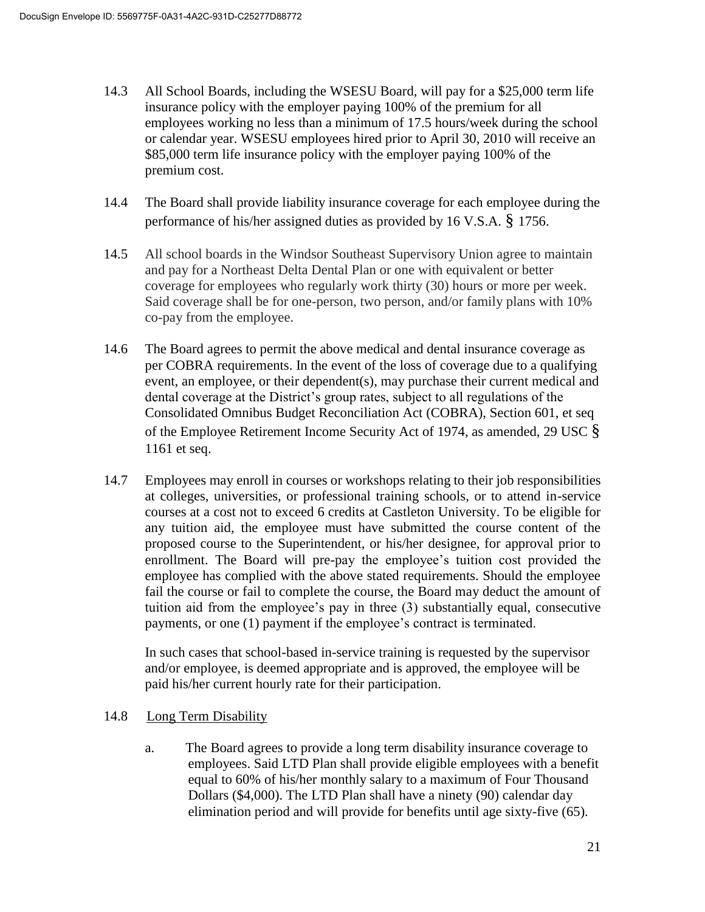14.3 All School Boards, including the WSESU Board, will pay for a $25,000 term life insurance policy with the employer paying 100% of the premium for all employees working no less than a minimum of 17.5 hours/week during the school or calendar year. WSESU employees hired prior to April 30, 2010 will receive an $85,000 term life insurance policy with the employer paying 100% of the premium cost.

14.4 The Board shall provide liability insurance coverage for each employee during the performance of his/her assigned duties as provided by 16 V.S.A. § 1756.

14.5 All school boards in the Windsor Southeast Supervisory Union agree to maintain and pay for a Northeast Delta Dental Plan or one with equivalent or better coverage for employees who regularly work thirty (30) hours or more per week. Said coverage shall be for one-person, two person, and/or family plans with 10% co-pay from the employee.

14.6 The Board agrees to permit the above medical and dental insurance coverage as per COBRA requirements. In the event of the loss of coverage due to a qualifying event, an employee, or their dependent(s), may purchase their current medical and dental coverage at the District's group rates, subject to all regulations of the Consolidated Omnibus Budget Reconciliation Act (COBRA), Section 601, et seq of the Employee Retirement Income Security Act of 1974, as amended, 29 USC § 1161 et seq.

14.7 Employees may enroll in courses or workshops relating to their job responsibilities at colleges, universities, or professional training schools, or to attend in-service courses at a cost not to exceed 6 credits at Castleton University. To be eligible for any tuition aid, the employee must have submitted the course content of the proposed course to the Superintendent, or his/her designee, for approval prior to enrollment. The Board will pre-pay the employee's tuition cost provided the employee has complied with the above stated requirements. Should the employee fail the course or fail to complete the course, the Board may deduct the amount of tuition aid from the employee's pay in three (3) substantially equal, consecutive payments, or one (1) payment if the employee's contract is terminated.

In such cases that school-based in-service training is requested by the supervisor and/or employee, is deemed appropriate and is approved, the employee will be paid his/her current hourly rate for their participation.

14.8 <u>Long Term Disability</u>

a. The Board agrees to provide a long term disability insurance coverage to employees. Said LTD Plan shall provide eligible employees with a benefit equal to 60% of his/her monthly salary to a maximum of Four Thousand Dollars ($4,000). The LTD Plan shall have a ninety (90) calendar day elimination period and will provide for benefits until age sixty-five (65).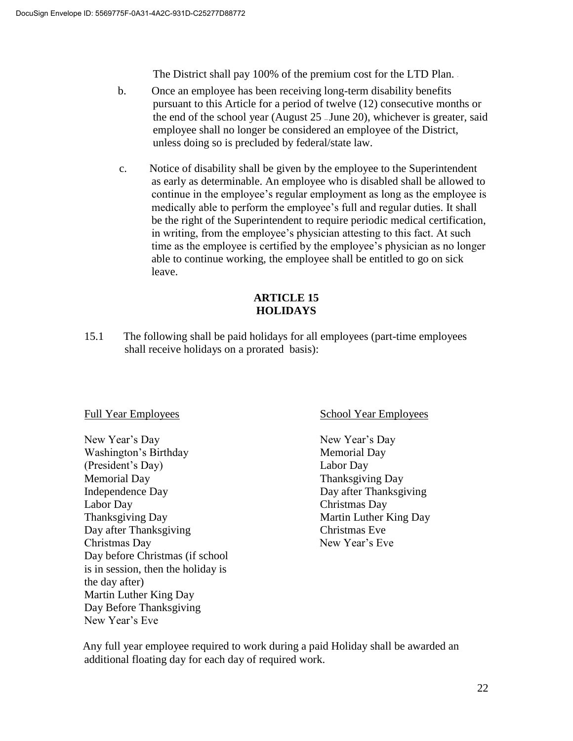The District shall pay 100% of the premium cost for the LTD Plan.

b. Once an employee has been receiving long-term disability benefits pursuant to this Article for a period of twelve (12) consecutive months or the end of the school year (August 25 – June 20), whichever is greater, said employee shall no longer be considered an employee of the District, unless doing so is precluded by federal/state law.

c. Notice of disability shall be given by the employee to the Superintendent as early as determinable. An employee who is disabled shall be allowed to continue in the employee's regular employment as long as the employee is medically able to perform the employee's full and regular duties. It shall be the right of the Superintendent to require periodic medical certification, in writing, from the employee's physician attesting to this fact. At such time as the employee is certified by the employee's physician as no longer able to continue working, the employee shall be entitled to go on sick leave.

## ARTICLE 15
## HOLIDAYS

15.1 The following shall be paid holidays for all employees (part-time employees shall receive holidays on a prorated basis):

| Full Year Employees | School Year Employees |
|---|---|
| New Year's Day | New Year's Day |
| Washington's Birthday (President's Day) | Memorial Day |
| Memorial Day | Labor Day |
| Independence Day | Thanksgiving Day |
| Labor Day | Day after Thanksgiving |
| Thanksgiving Day | Christmas Day |
| Day after Thanksgiving | Martin Luther King Day |
| Christmas Day | Christmas Eve |
| Day before Christmas (if school is in session, then the holiday is the day after) | New Year's Eve |
| Martin Luther King Day | |
| Day Before Thanksgiving | |
| New Year's Eve | |

Any full year employee required to work during a paid Holiday shall be awarded an additional floating day for each day of required work.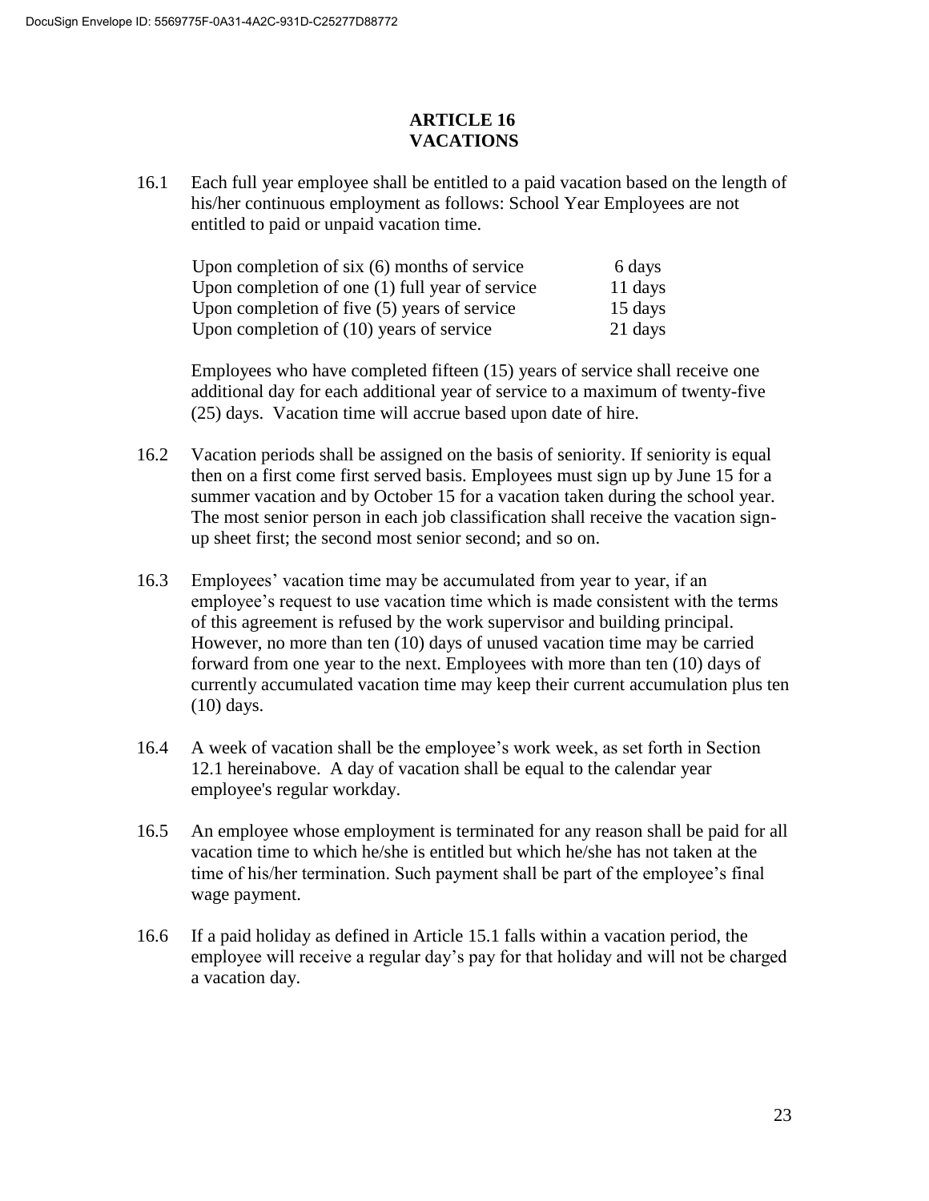# ARTICLE 16
# VACATIONS

16.1 Each full year employee shall be entitled to a paid vacation based on the length of his/her continuous employment as follows: School Year Employees are not entitled to paid or unpaid vacation time.

| | |
|---|---|
| Upon completion of six (6) months of service | 6 days |
| Upon completion of one (1) full year of service | 11 days |
| Upon completion of five (5) years of service | 15 days |
| Upon completion of (10) years of service | 21 days |

Employees who have completed fifteen (15) years of service shall receive one additional day for each additional year of service to a maximum of twenty-five (25) days. Vacation time will accrue based upon date of hire.

16.2 Vacation periods shall be assigned on the basis of seniority. If seniority is equal then on a first come first served basis. Employees must sign up by June 15 for a summer vacation and by October 15 for a vacation taken during the school year. The most senior person in each job classification shall receive the vacation sign-up sheet first; the second most senior second; and so on.

16.3 Employees' vacation time may be accumulated from year to year, if an employee's request to use vacation time which is made consistent with the terms of this agreement is refused by the work supervisor and building principal. However, no more than ten (10) days of unused vacation time may be carried forward from one year to the next. Employees with more than ten (10) days of currently accumulated vacation time may keep their current accumulation plus ten (10) days.

16.4 A week of vacation shall be the employee's work week, as set forth in Section 12.1 hereinabove. A day of vacation shall be equal to the calendar year employee's regular workday.

16.5 An employee whose employment is terminated for any reason shall be paid for all vacation time to which he/she is entitled but which he/she has not taken at the time of his/her termination. Such payment shall be part of the employee's final wage payment.

16.6 If a paid holiday as defined in Article 15.1 falls within a vacation period, the employee will receive a regular day's pay for that holiday and will not be charged a vacation day.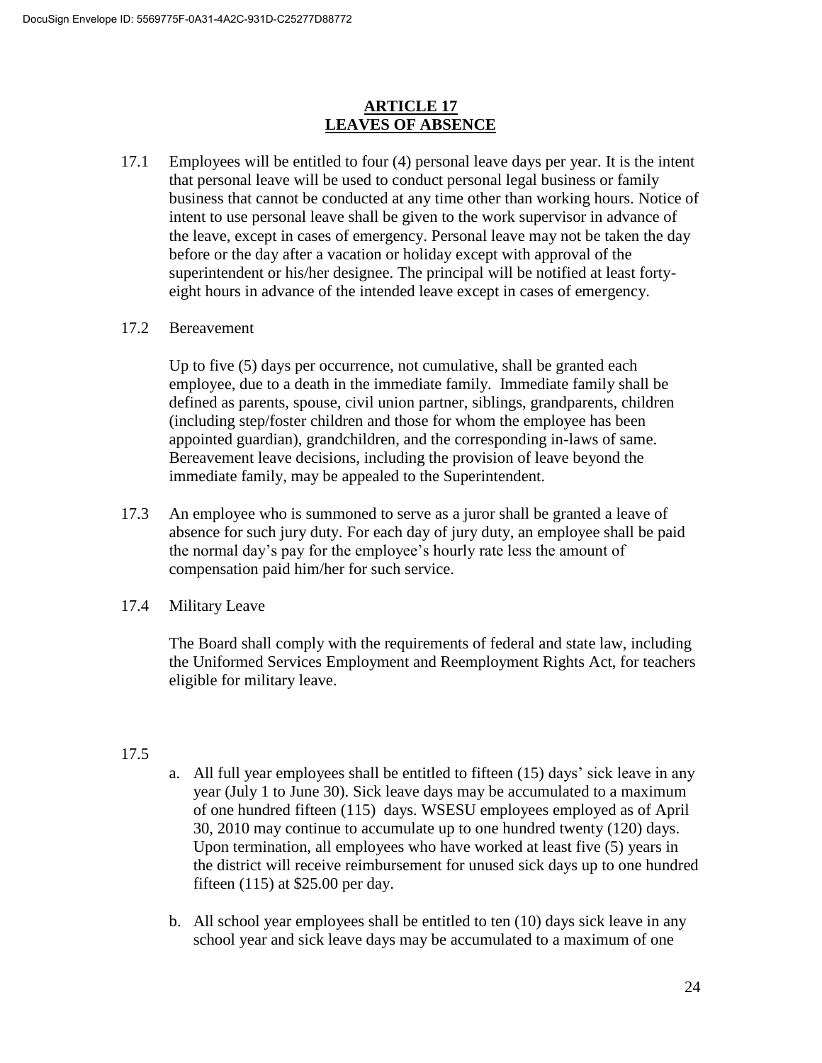## ARTICLE 17
## LEAVES OF ABSENCE

17.1 Employees will be entitled to four (4) personal leave days per year. It is the intent that personal leave will be used to conduct personal legal business or family business that cannot be conducted at any time other than working hours. Notice of intent to use personal leave shall be given to the work supervisor in advance of the leave, except in cases of emergency. Personal leave may not be taken the day before or the day after a vacation or holiday except with approval of the superintendent or his/her designee. The principal will be notified at least forty-eight hours in advance of the intended leave except in cases of emergency.

17.2 Bereavement

Up to five (5) days per occurrence, not cumulative, shall be granted each employee, due to a death in the immediate family. Immediate family shall be defined as parents, spouse, civil union partner, siblings, grandparents, children (including step/foster children and those for whom the employee has been appointed guardian), grandchildren, and the corresponding in-laws of same. Bereavement leave decisions, including the provision of leave beyond the immediate family, may be appealed to the Superintendent.

17.3 An employee who is summoned to serve as a juror shall be granted a leave of absence for such jury duty. For each day of jury duty, an employee shall be paid the normal day's pay for the employee's hourly rate less the amount of compensation paid him/her for such service.

17.4 Military Leave

The Board shall comply with the requirements of federal and state law, including the Uniformed Services Employment and Reemployment Rights Act, for teachers eligible for military leave.

17.5

a. All full year employees shall be entitled to fifteen (15) days' sick leave in any year (July 1 to June 30). Sick leave days may be accumulated to a maximum of one hundred fifteen (115) days. WSESU employees employed as of April 30, 2010 may continue to accumulate up to one hundred twenty (120) days. Upon termination, all employees who have worked at least five (5) years in the district will receive reimbursement for unused sick days up to one hundred fifteen (115) at $25.00 per day.

b. All school year employees shall be entitled to ten (10) days sick leave in any school year and sick leave days may be accumulated to a maximum of one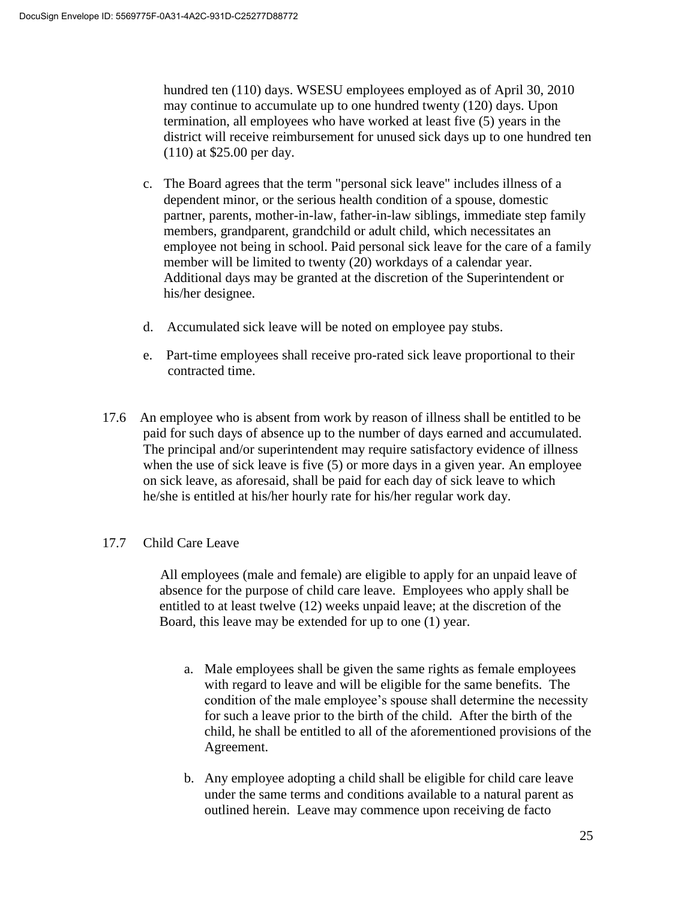hundred ten (110) days. WSESU employees employed as of April 30, 2010 may continue to accumulate up to one hundred twenty (120) days. Upon termination, all employees who have worked at least five (5) years in the district will receive reimbursement for unused sick days up to one hundred ten (110) at $25.00 per day.

c. The Board agrees that the term "personal sick leave" includes illness of a dependent minor, or the serious health condition of a spouse, domestic partner, parents, mother-in-law, father-in-law siblings, immediate step family members, grandparent, grandchild or adult child, which necessitates an employee not being in school. Paid personal sick leave for the care of a family member will be limited to twenty (20) workdays of a calendar year. Additional days may be granted at the discretion of the Superintendent or his/her designee.

d. Accumulated sick leave will be noted on employee pay stubs.

e. Part-time employees shall receive pro-rated sick leave proportional to their contracted time.

17.6 An employee who is absent from work by reason of illness shall be entitled to be paid for such days of absence up to the number of days earned and accumulated. The principal and/or superintendent may require satisfactory evidence of illness when the use of sick leave is five (5) or more days in a given year. An employee on sick leave, as aforesaid, shall be paid for each day of sick leave to which he/she is entitled at his/her hourly rate for his/her regular work day.

17.7 Child Care Leave

All employees (male and female) are eligible to apply for an unpaid leave of absence for the purpose of child care leave. Employees who apply shall be entitled to at least twelve (12) weeks unpaid leave; at the discretion of the Board, this leave may be extended for up to one (1) year.

a. Male employees shall be given the same rights as female employees with regard to leave and will be eligible for the same benefits. The condition of the male employee's spouse shall determine the necessity for such a leave prior to the birth of the child. After the birth of the child, he shall be entitled to all of the aforementioned provisions of the Agreement.

b. Any employee adopting a child shall be eligible for child care leave under the same terms and conditions available to a natural parent as outlined herein. Leave may commence upon receiving de facto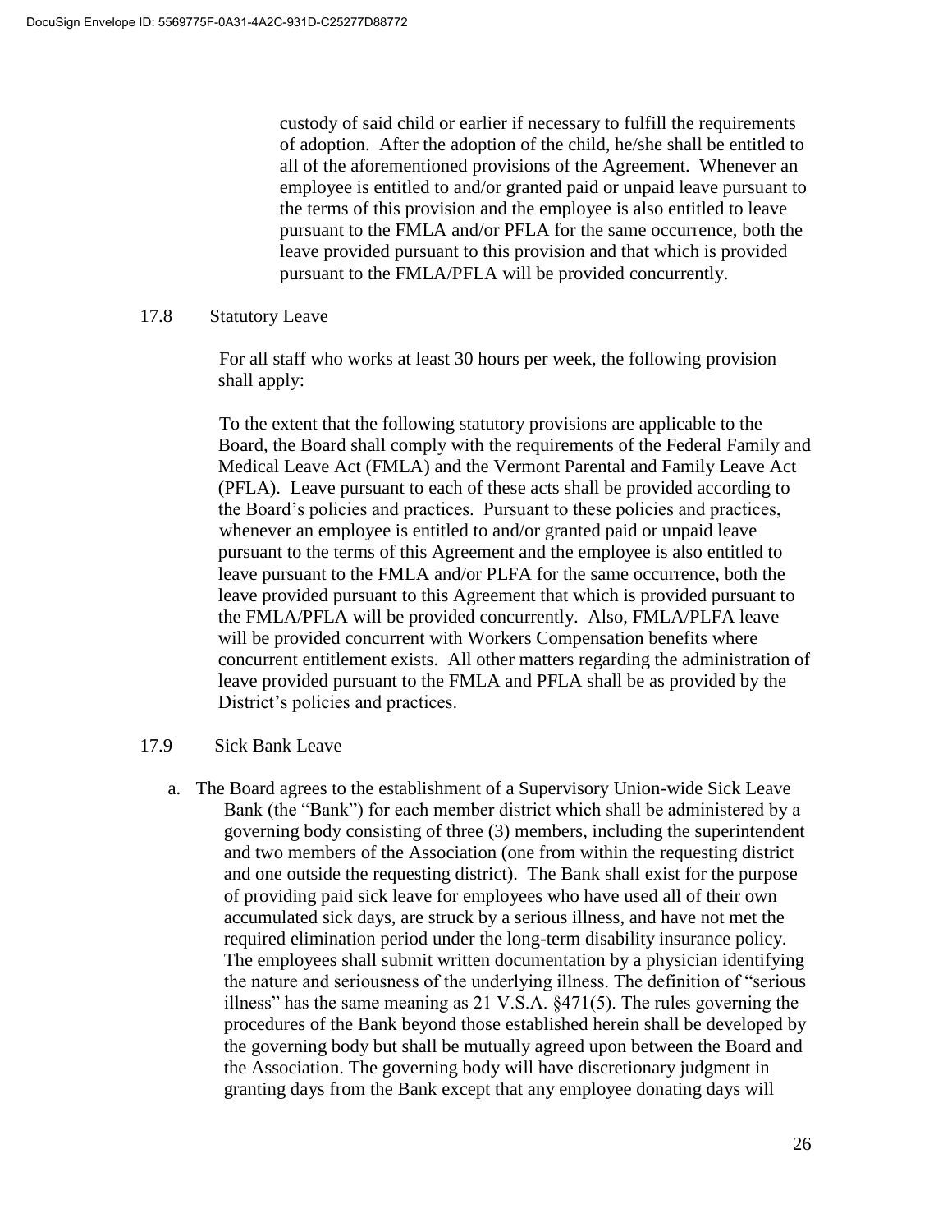custody of said child or earlier if necessary to fulfill the requirements of adoption. After the adoption of the child, he/she shall be entitled to all of the aforementioned provisions of the Agreement. Whenever an employee is entitled to and/or granted paid or unpaid leave pursuant to the terms of this provision and the employee is also entitled to leave pursuant to the FMLA and/or PFLA for the same occurrence, both the leave provided pursuant to this provision and that which is provided pursuant to the FMLA/PFLA will be provided concurrently.

## 17.8 Statutory Leave

For all staff who works at least 30 hours per week, the following provision shall apply:

To the extent that the following statutory provisions are applicable to the Board, the Board shall comply with the requirements of the Federal Family and Medical Leave Act (FMLA) and the Vermont Parental and Family Leave Act (PFLA). Leave pursuant to each of these acts shall be provided according to the Board's policies and practices. Pursuant to these policies and practices, whenever an employee is entitled to and/or granted paid or unpaid leave pursuant to the terms of this Agreement and the employee is also entitled to leave pursuant to the FMLA and/or PLFA for the same occurrence, both the leave provided pursuant to this Agreement that which is provided pursuant to the FMLA/PFLA will be provided concurrently. Also, FMLA/PLFA leave will be provided concurrent with Workers Compensation benefits where concurrent entitlement exists. All other matters regarding the administration of leave provided pursuant to the FMLA and PFLA shall be as provided by the District's policies and practices.

## 17.9 Sick Bank Leave

a. The Board agrees to the establishment of a Supervisory Union-wide Sick Leave Bank (the "Bank") for each member district which shall be administered by a governing body consisting of three (3) members, including the superintendent and two members of the Association (one from within the requesting district and one outside the requesting district). The Bank shall exist for the purpose of providing paid sick leave for employees who have used all of their own accumulated sick days, are struck by a serious illness, and have not met the required elimination period under the long-term disability insurance policy. The employees shall submit written documentation by a physician identifying the nature and seriousness of the underlying illness. The definition of "serious illness" has the same meaning as 21 V.S.A. §471(5). The rules governing the procedures of the Bank beyond those established herein shall be developed by the governing body but shall be mutually agreed upon between the Board and the Association. The governing body will have discretionary judgment in granting days from the Bank except that any employee donating days will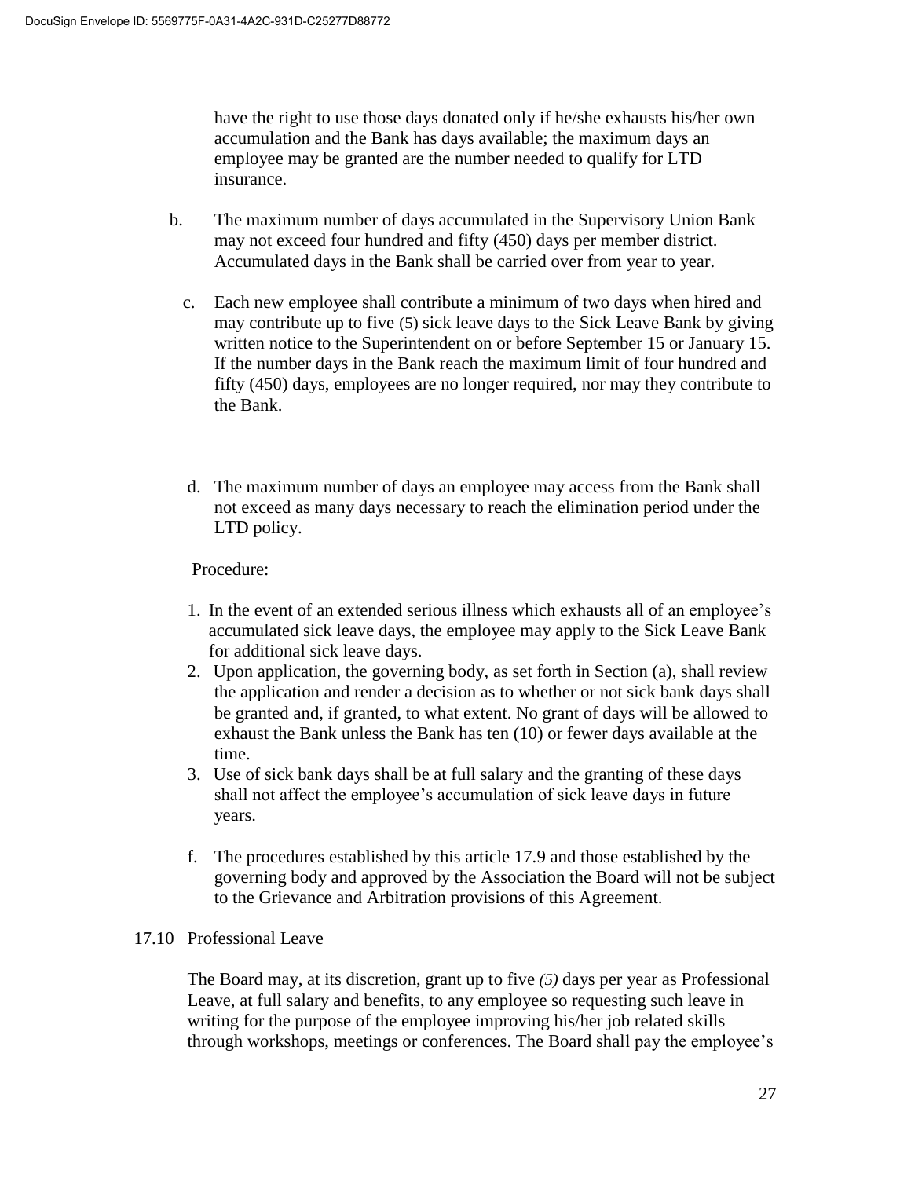have the right to use those days donated only if he/she exhausts his/her own accumulation and the Bank has days available; the maximum days an employee may be granted are the number needed to qualify for LTD insurance.

b. The maximum number of days accumulated in the Supervisory Union Bank may not exceed four hundred and fifty (450) days per member district. Accumulated days in the Bank shall be carried over from year to year.

c. Each new employee shall contribute a minimum of two days when hired and may contribute up to five (5) sick leave days to the Sick Leave Bank by giving written notice to the Superintendent on or before September 15 or January 15. If the number days in the Bank reach the maximum limit of four hundred and fifty (450) days, employees are no longer required, nor may they contribute to the Bank.

d. The maximum number of days an employee may access from the Bank shall not exceed as many days necessary to reach the elimination period under the LTD policy.

Procedure:

1. In the event of an extended serious illness which exhausts all of an employee's accumulated sick leave days, the employee may apply to the Sick Leave Bank for additional sick leave days.
2. Upon application, the governing body, as set forth in Section (a), shall review the application and render a decision as to whether or not sick bank days shall be granted and, if granted, to what extent. No grant of days will be allowed to exhaust the Bank unless the Bank has ten (10) or fewer days available at the time.
3. Use of sick bank days shall be at full salary and the granting of these days shall not affect the employee's accumulation of sick leave days in future years.

f. The procedures established by this article 17.9 and those established by the governing body and approved by the Association the Board will not be subject to the Grievance and Arbitration provisions of this Agreement.

17.10 Professional Leave

The Board may, at its discretion, grant up to five *(5)* days per year as Professional Leave, at full salary and benefits, to any employee so requesting such leave in writing for the purpose of the employee improving his/her job related skills through workshops, meetings or conferences. The Board shall pay the employee's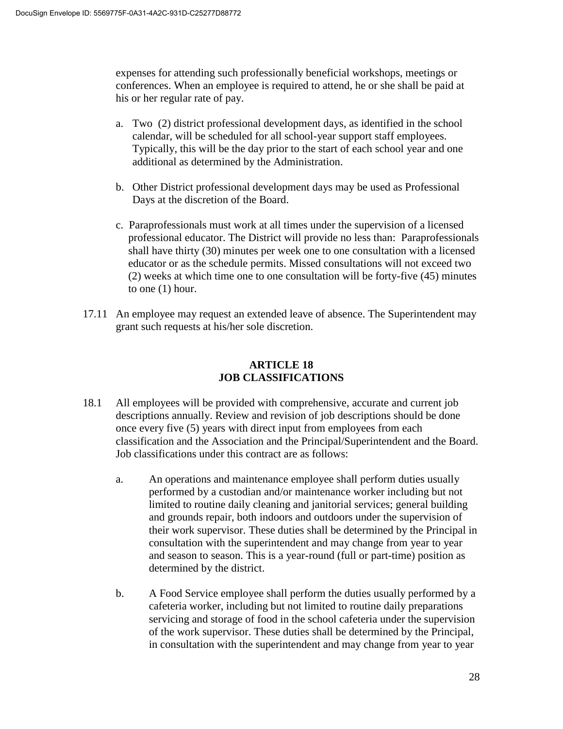expenses for attending such professionally beneficial workshops, meetings or conferences. When an employee is required to attend, he or she shall be paid at his or her regular rate of pay.

a. Two (2) district professional development days, as identified in the school calendar, will be scheduled for all school-year support staff employees. Typically, this will be the day prior to the start of each school year and one additional as determined by the Administration.

b. Other District professional development days may be used as Professional Days at the discretion of the Board.

c. Paraprofessionals must work at all times under the supervision of a licensed professional educator. The District will provide no less than: Paraprofessionals shall have thirty (30) minutes per week one to one consultation with a licensed educator or as the schedule permits. Missed consultations will not exceed two (2) weeks at which time one to one consultation will be forty-five (45) minutes to one (1) hour.

17.11 An employee may request an extended leave of absence. The Superintendent may grant such requests at his/her sole discretion.

## ARTICLE 18
## JOB CLASSIFICATIONS

18.1 All employees will be provided with comprehensive, accurate and current job descriptions annually. Review and revision of job descriptions should be done once every five (5) years with direct input from employees from each classification and the Association and the Principal/Superintendent and the Board. Job classifications under this contract are as follows:

a. An operations and maintenance employee shall perform duties usually performed by a custodian and/or maintenance worker including but not limited to routine daily cleaning and janitorial services; general building and grounds repair, both indoors and outdoors under the supervision of their work supervisor. These duties shall be determined by the Principal in consultation with the superintendent and may change from year to year and season to season. This is a year-round (full or part-time) position as determined by the district.

b. A Food Service employee shall perform the duties usually performed by a cafeteria worker, including but not limited to routine daily preparations servicing and storage of food in the school cafeteria under the supervision of the work supervisor. These duties shall be determined by the Principal, in consultation with the superintendent and may change from year to year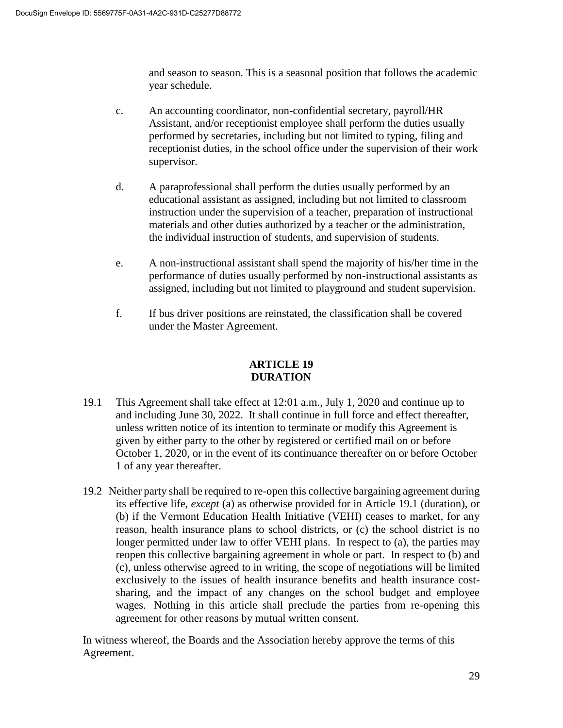and season to season. This is a seasonal position that follows the academic year schedule.

c. An accounting coordinator, non-confidential secretary, payroll/HR Assistant, and/or receptionist employee shall perform the duties usually performed by secretaries, including but not limited to typing, filing and receptionist duties, in the school office under the supervision of their work supervisor.

d. A paraprofessional shall perform the duties usually performed by an educational assistant as assigned, including but not limited to classroom instruction under the supervision of a teacher, preparation of instructional materials and other duties authorized by a teacher or the administration, the individual instruction of students, and supervision of students.

e. A non-instructional assistant shall spend the majority of his/her time in the performance of duties usually performed by non-instructional assistants as assigned, including but not limited to playground and student supervision.

f. If bus driver positions are reinstated, the classification shall be covered under the Master Agreement.

## ARTICLE 19
## DURATION

19.1 This Agreement shall take effect at 12:01 a.m., July 1, 2020 and continue up to and including June 30, 2022. It shall continue in full force and effect thereafter, unless written notice of its intention to terminate or modify this Agreement is given by either party to the other by registered or certified mail on or before October 1, 2020, or in the event of its continuance thereafter on or before October 1 of any year thereafter.

19.2 Neither party shall be required to re-open this collective bargaining agreement during its effective life, *except* (a) as otherwise provided for in Article 19.1 (duration), or (b) if the Vermont Education Health Initiative (VEHI) ceases to market, for any reason, health insurance plans to school districts, or (c) the school district is no longer permitted under law to offer VEHI plans. In respect to (a), the parties may reopen this collective bargaining agreement in whole or part. In respect to (b) and (c), unless otherwise agreed to in writing, the scope of negotiations will be limited exclusively to the issues of health insurance benefits and health insurance cost-sharing, and the impact of any changes on the school budget and employee wages. Nothing in this article shall preclude the parties from re-opening this agreement for other reasons by mutual written consent.

In witness whereof, the Boards and the Association hereby approve the terms of this Agreement.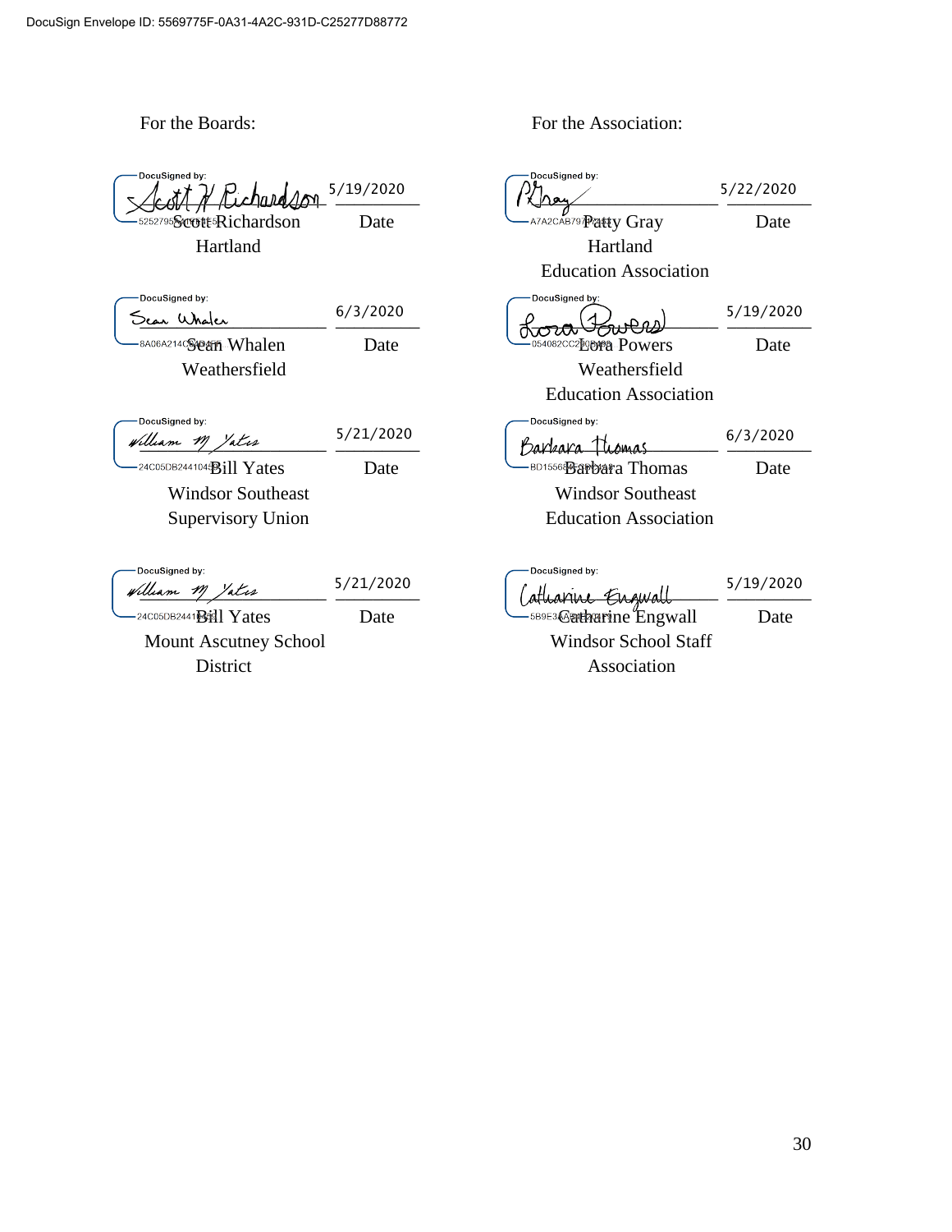DocuSign Envelope ID: 5569775F-0A31-4A2C-931D-C25277D88772

For the Boards:

DocuSigned by: Scott H Richardson — 5/19/2020
Scott Richardson — Date
Hartland

DocuSigned by: Sean Whalen — 6/3/2020
Sean Whalen — Date
Weathersfield

DocuSigned by: William M Yates — 5/21/2020
Bill Yates — Date
Windsor Southeast Supervisory Union

DocuSigned by: William M Yates — 5/21/2020
Bill Yates — Date
Mount Ascutney School District

For the Association:

DocuSigned by: P Gray — 5/22/2020
Patty Gray — Date
Hartland Education Association

DocuSigned by: Lora Powers — 5/19/2020
Lora Powers — Date
Weathersfield Education Association

DocuSigned by: Barbara Thomas — 6/3/2020
Barbara Thomas — Date
Windsor Southeast Education Association

DocuSigned by: Catharine Engwall — 5/19/2020
Catharine Engwall — Date
Windsor School Staff Association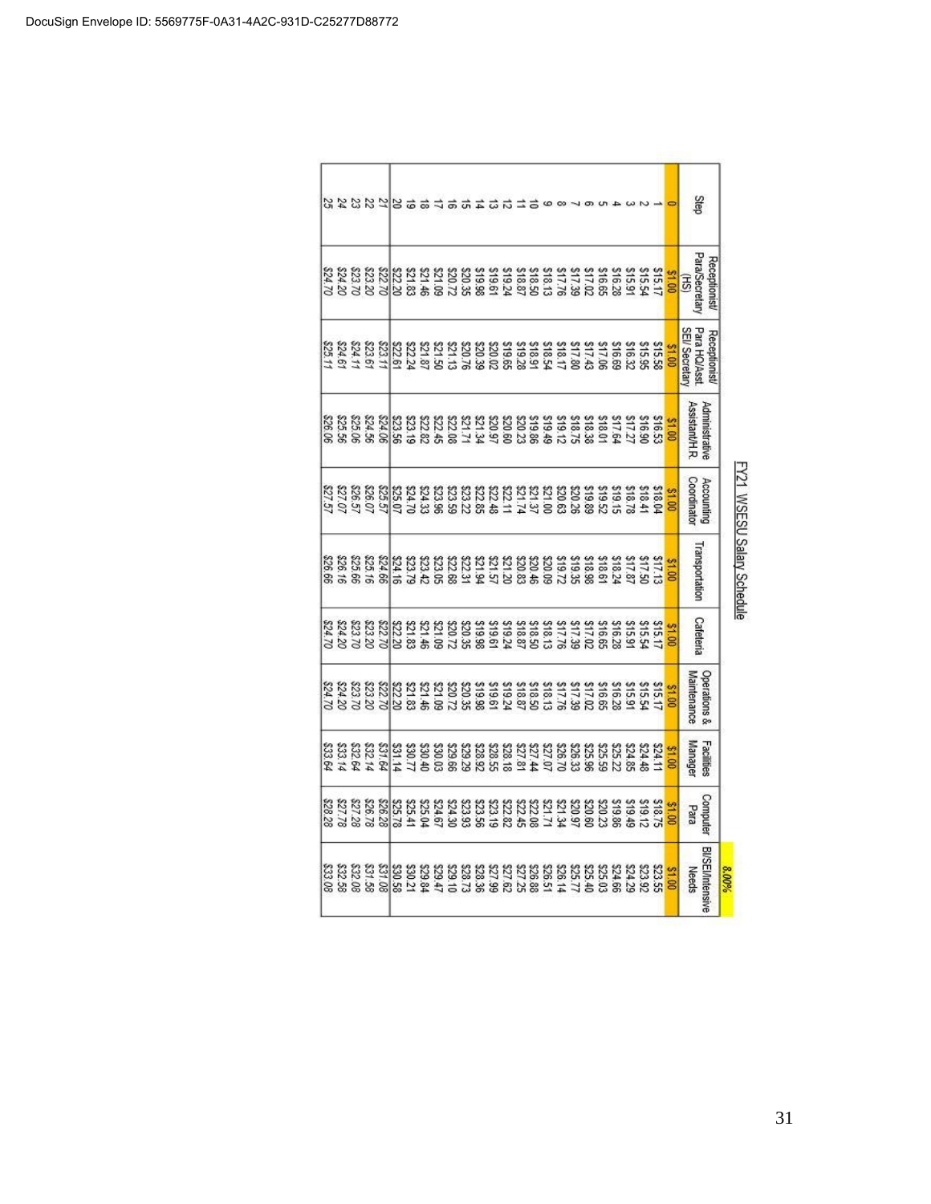# FY21 WSESU Salary Schedule

| Step | Receptionist/ Para/Secretary (HS) | Receptionist/ Para HO/Asst. SEI Secretary | Administrative Assistant/H.R. | Accounting Coordinator | Transportation | Cafeteria | Operations & Maintenance | Facilities Manager | Computer Para | 8.00% BI/SE/Intensive Needs |
|---|---|---|---|---|---|---|---|---|---|---|
| 0 | $1.00 | $1.00 | $1.00 | $1.00 | $1.00 | $1.00 | $1.00 | $1.00 | $1.00 | $1.00 |
| 1 | $15.17 | $15.58 | $16.53 | $18.04 | $17.13 | $15.17 | $15.17 | $24.11 | $18.75 | $23.55 |
| 2 | $15.54 | $15.95 | $16.90 | $18.41 | $17.50 | $15.54 | $15.54 | $24.48 | $19.12 | $23.92 |
| 3 | $15.91 | $16.32 | $17.27 | $18.78 | $17.87 | $15.91 | $15.91 | $24.85 | $19.49 | $24.29 |
| 4 | $16.28 | $16.69 | $17.64 | $19.15 | $18.24 | $16.28 | $16.28 | $25.22 | $19.86 | $24.66 |
| 5 | $16.65 | $17.06 | $18.01 | $19.52 | $18.61 | $16.65 | $16.65 | $25.59 | $20.23 | $25.03 |
| 6 | $17.02 | $17.43 | $18.38 | $19.89 | $18.98 | $17.02 | $17.02 | $25.96 | $20.60 | $25.40 |
| 7 | $17.39 | $17.80 | $18.75 | $20.26 | $19.35 | $17.39 | $17.39 | $26.33 | $20.97 | $25.77 |
| 8 | $17.76 | $18.17 | $19.12 | $20.63 | $19.72 | $17.76 | $17.76 | $26.70 | $21.34 | $26.14 |
| 9 | $18.13 | $18.54 | $19.49 | $21.00 | $20.09 | $18.13 | $18.13 | $27.07 | $21.71 | $26.51 |
| 10 | $18.50 | $18.91 | $19.86 | $21.37 | $20.46 | $18.50 | $18.50 | $27.44 | $22.08 | $26.88 |
| 11 | $18.87 | $19.28 | $20.23 | $21.74 | $20.83 | $18.87 | $18.87 | $27.81 | $22.45 | $27.25 |
| 12 | $19.24 | $19.65 | $20.60 | $22.11 | $21.20 | $19.24 | $19.24 | $28.18 | $22.82 | $27.62 |
| 13 | $19.61 | $20.02 | $20.97 | $22.48 | $21.57 | $19.61 | $19.61 | $28.55 | $23.19 | $27.99 |
| 14 | $19.98 | $20.39 | $21.34 | $22.85 | $21.94 | $19.98 | $19.98 | $28.92 | $23.56 | $28.36 |
| 15 | $20.35 | $20.76 | $21.71 | $23.22 | $22.31 | $20.35 | $20.35 | $29.29 | $23.93 | $28.73 |
| 16 | $20.72 | $21.13 | $22.08 | $23.59 | $22.68 | $20.72 | $20.72 | $29.66 | $24.30 | $29.10 |
| 17 | $21.09 | $21.50 | $22.45 | $23.96 | $23.05 | $21.09 | $21.09 | $30.03 | $24.67 | $29.47 |
| 18 | $21.46 | $21.87 | $22.82 | $24.33 | $23.42 | $21.46 | $21.46 | $30.40 | $25.04 | $29.84 |
| 19 | $21.83 | $22.24 | $23.19 | $24.70 | $23.79 | $21.83 | $21.83 | $30.77 | $25.41 | $30.21 |
| 20 | $22.20 | $22.61 | $23.56 | $25.07 | $24.16 | $22.20 | $22.20 | $31.14 | $25.78 | $30.58 |
| 21 | $22.70 | $23.11 | $24.06 | $25.57 | $24.66 | $22.70 | $22.70 | $31.64 | $26.28 | $31.08 |
| 22 | $23.20 | $23.61 | $24.56 | $26.07 | $25.16 | $23.20 | $23.20 | $32.14 | $26.78 | $31.58 |
| 23 | $23.70 | $24.11 | $25.06 | $26.57 | $25.66 | $23.70 | $23.70 | $32.64 | $27.28 | $32.08 |
| 24 | $24.20 | $24.61 | $25.56 | $27.07 | $26.16 | $24.20 | $24.20 | $33.14 | $27.78 | $32.58 |
| 25 | $24.70 | $25.11 | $26.06 | $27.57 | $26.66 | $24.70 | $24.70 | $33.64 | $28.28 | $33.08 |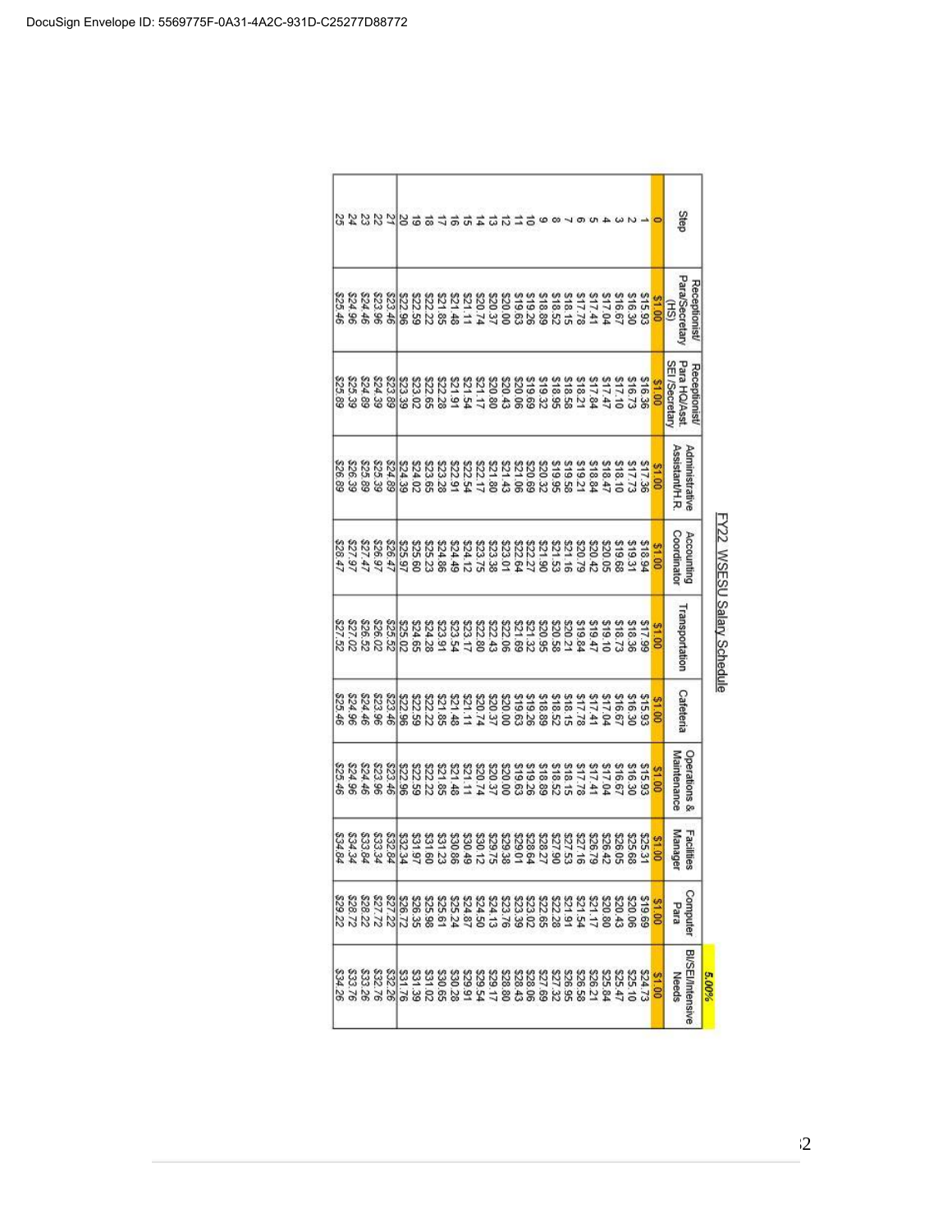# FY22 WSESU Salary Schedule

5.00%

| Step | Receptionist/ Para/Secretary (HS) | Receptionist/ Para HQ/Asst. SEI /Secretary | Administrative Assistant/H.R. | Accounting Coordinator | Transportation | Cafeteria | Operations & Maintenance | Facilities Manager | Computer Para | BI/SEI/Intensive Needs |
|---|---|---|---|---|---|---|---|---|---|---|
| 0 | $1.00 | $1.00 | $1.00 | $1.00 | $1.00 | $1.00 | $1.00 | $1.00 | $1.00 | $1.00 |
| 1 | $15.93 | $16.36 | $17.36 | $18.94 | $17.99 | $15.93 | $15.93 | $25.31 | $19.69 | $24.73 |
| 2 | $16.30 | $16.73 | $17.73 | $19.31 | $18.36 | $16.30 | $16.30 | $25.68 | $20.06 | $25.10 |
| 3 | $16.67 | $17.10 | $18.10 | $19.68 | $18.73 | $16.67 | $16.67 | $26.05 | $20.43 | $25.47 |
| 4 | $17.04 | $17.47 | $18.47 | $20.05 | $19.10 | $17.04 | $17.04 | $26.42 | $20.80 | $25.84 |
| 5 | $17.41 | $17.84 | $18.84 | $20.42 | $19.47 | $17.41 | $17.41 | $26.79 | $21.17 | $26.21 |
| 6 | $17.78 | $18.21 | $19.21 | $20.79 | $19.84 | $17.78 | $17.78 | $27.16 | $21.54 | $26.58 |
| 7 | $18.15 | $18.58 | $19.58 | $21.16 | $20.21 | $18.15 | $18.15 | $27.53 | $21.91 | $26.95 |
| 8 | $18.52 | $18.95 | $19.95 | $21.53 | $20.58 | $18.52 | $18.52 | $27.90 | $22.28 | $27.32 |
| 9 | $18.89 | $19.32 | $20.32 | $21.90 | $20.95 | $18.89 | $18.89 | $28.27 | $22.65 | $27.69 |
| 10 | $19.26 | $19.69 | $20.69 | $22.27 | $21.32 | $19.26 | $19.26 | $28.64 | $23.02 | $28.06 |
| 11 | $19.63 | $20.06 | $21.06 | $22.64 | $21.69 | $19.63 | $19.63 | $29.01 | $23.39 | $28.43 |
| 12 | $20.00 | $20.43 | $21.43 | $23.01 | $22.06 | $20.00 | $20.00 | $29.38 | $23.76 | $28.80 |
| 13 | $20.37 | $20.80 | $21.80 | $23.38 | $22.43 | $20.37 | $20.37 | $29.75 | $24.13 | $29.17 |
| 14 | $20.74 | $21.17 | $22.17 | $23.75 | $22.80 | $20.74 | $20.74 | $30.12 | $24.50 | $29.54 |
| 15 | $21.11 | $21.54 | $22.54 | $24.12 | $23.17 | $21.11 | $21.11 | $30.49 | $24.87 | $29.91 |
| 16 | $21.48 | $21.91 | $22.91 | $24.49 | $23.54 | $21.48 | $21.48 | $30.86 | $25.24 | $30.28 |
| 17 | $21.85 | $22.28 | $23.28 | $24.86 | $23.91 | $21.85 | $21.85 | $31.23 | $25.61 | $30.65 |
| 18 | $22.22 | $22.65 | $23.65 | $25.23 | $24.28 | $22.22 | $22.22 | $31.60 | $25.98 | $31.02 |
| 19 | $22.59 | $23.02 | $24.02 | $25.60 | $24.65 | $22.59 | $22.59 | $31.97 | $26.35 | $31.39 |
| 20 | $22.96 | $23.39 | $24.39 | $25.97 | $25.02 | $22.96 | $22.96 | $32.34 | $26.72 | $31.76 |
| 21 | $23.46 | $23.89 | $24.89 | $26.47 | $25.52 | $23.46 | $23.46 | $32.84 | $27.22 | $32.26 |
| 22 | $23.96 | $24.39 | $25.39 | $26.97 | $26.02 | $23.96 | $23.96 | $33.34 | $27.72 | $32.76 |
| 23 | $24.46 | $24.89 | $25.89 | $27.47 | $26.52 | $24.46 | $24.46 | $33.84 | $28.22 | $33.26 |
| 24 | $24.96 | $25.39 | $26.39 | $27.97 | $27.02 | $24.96 | $24.96 | $34.34 | $28.72 | $33.76 |
| 25 | $25.46 | $25.89 | $26.89 | $28.47 | $27.52 | $25.46 | $25.46 | $34.84 | $29.22 | $34.26 |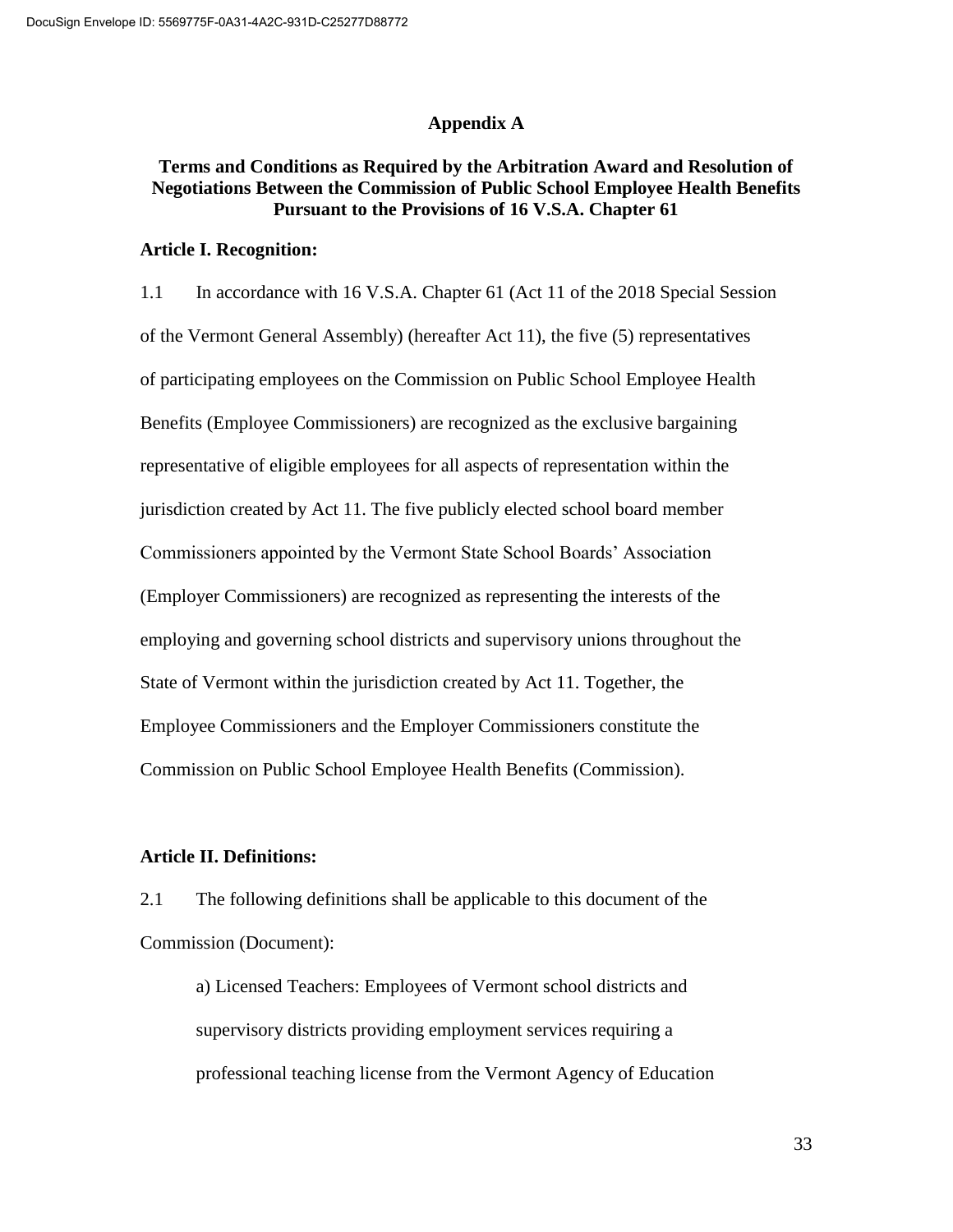## Appendix A

### Terms and Conditions as Required by the Arbitration Award and Resolution of Negotiations Between the Commission of Public School Employee Health Benefits Pursuant to the Provisions of 16 V.S.A. Chapter 61

**Article I. Recognition:**

1.1 In accordance with 16 V.S.A. Chapter 61 (Act 11 of the 2018 Special Session of the Vermont General Assembly) (hereafter Act 11), the five (5) representatives of participating employees on the Commission on Public School Employee Health Benefits (Employee Commissioners) are recognized as the exclusive bargaining representative of eligible employees for all aspects of representation within the jurisdiction created by Act 11. The five publicly elected school board member Commissioners appointed by the Vermont State School Boards' Association (Employer Commissioners) are recognized as representing the interests of the employing and governing school districts and supervisory unions throughout the State of Vermont within the jurisdiction created by Act 11. Together, the Employee Commissioners and the Employer Commissioners constitute the Commission on Public School Employee Health Benefits (Commission).

**Article II. Definitions:**

2.1 The following definitions shall be applicable to this document of the Commission (Document):

a) Licensed Teachers: Employees of Vermont school districts and supervisory districts providing employment services requiring a professional teaching license from the Vermont Agency of Education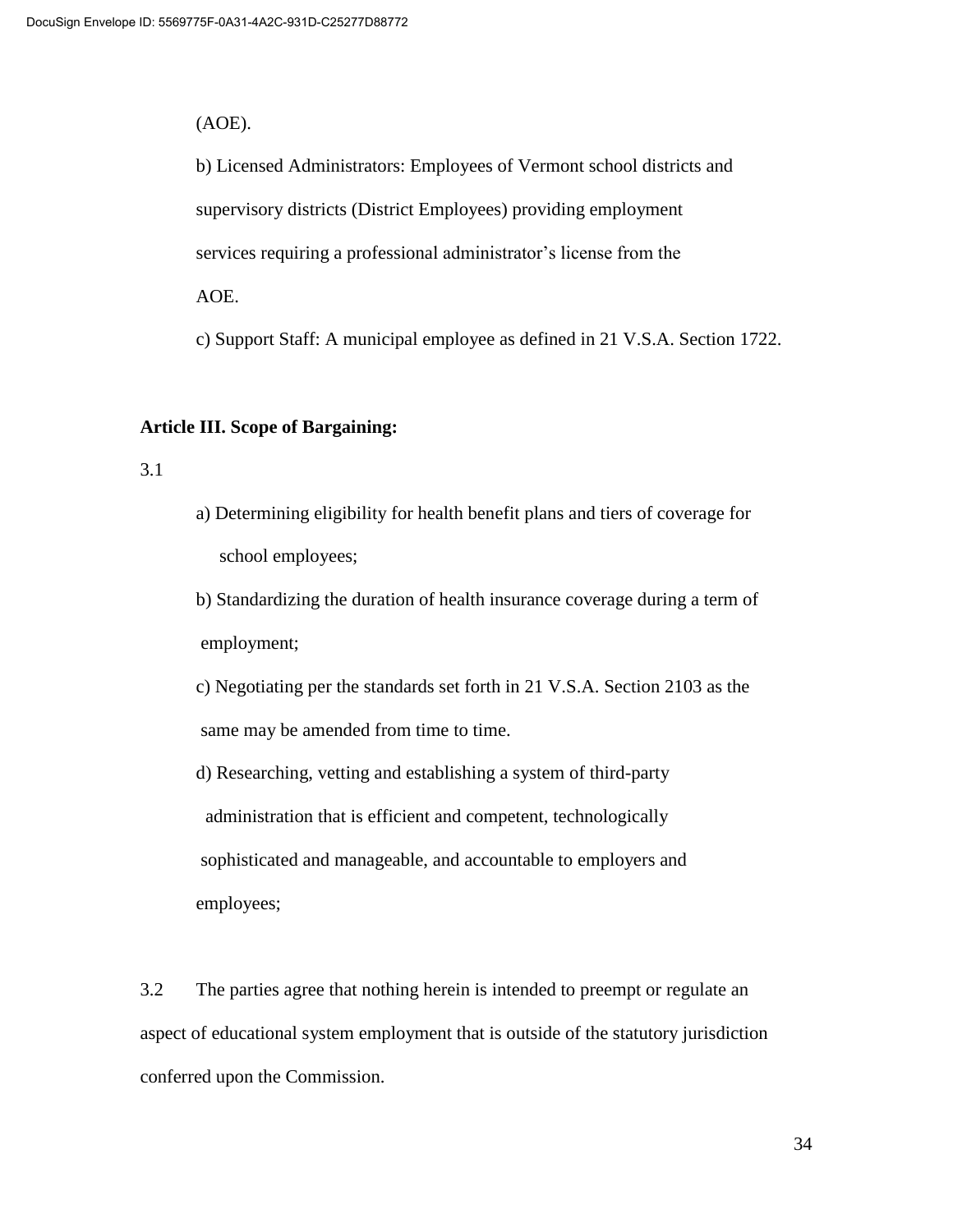(AOE).

b) Licensed Administrators: Employees of Vermont school districts and supervisory districts (District Employees) providing employment services requiring a professional administrator's license from the AOE.

c) Support Staff: A municipal employee as defined in 21 V.S.A. Section 1722.

**Article III. Scope of Bargaining:**

3.1

a) Determining eligibility for health benefit plans and tiers of coverage for school employees;

b) Standardizing the duration of health insurance coverage during a term of employment;

c) Negotiating per the standards set forth in 21 V.S.A. Section 2103 as the same may be amended from time to time.

d) Researching, vetting and establishing a system of third-party administration that is efficient and competent, technologically sophisticated and manageable, and accountable to employers and employees;

3.2 The parties agree that nothing herein is intended to preempt or regulate an aspect of educational system employment that is outside of the statutory jurisdiction conferred upon the Commission.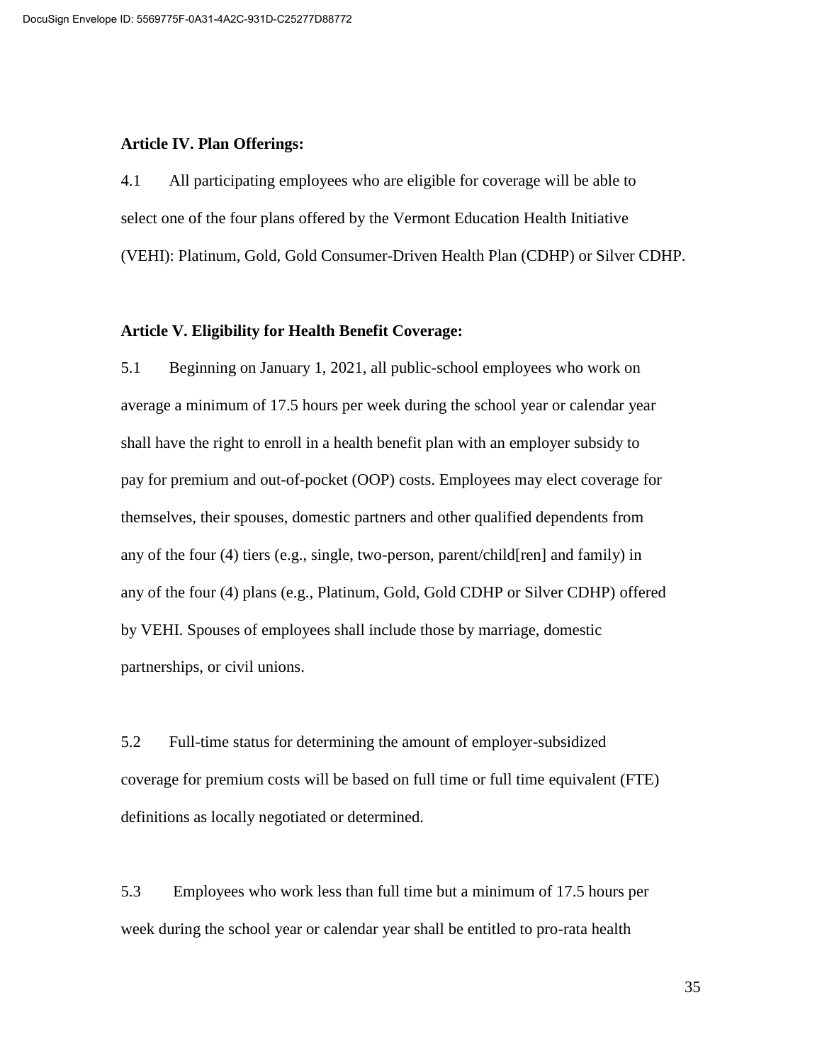**Article IV. Plan Offerings:**

4.1 All participating employees who are eligible for coverage will be able to select one of the four plans offered by the Vermont Education Health Initiative (VEHI): Platinum, Gold, Gold Consumer-Driven Health Plan (CDHP) or Silver CDHP.

**Article V. Eligibility for Health Benefit Coverage:**

5.1 Beginning on January 1, 2021, all public-school employees who work on average a minimum of 17.5 hours per week during the school year or calendar year shall have the right to enroll in a health benefit plan with an employer subsidy to pay for premium and out-of-pocket (OOP) costs. Employees may elect coverage for themselves, their spouses, domestic partners and other qualified dependents from any of the four (4) tiers (e.g., single, two-person, parent/child[ren] and family) in any of the four (4) plans (e.g., Platinum, Gold, Gold CDHP or Silver CDHP) offered by VEHI. Spouses of employees shall include those by marriage, domestic partnerships, or civil unions.

5.2 Full-time status for determining the amount of employer-subsidized coverage for premium costs will be based on full time or full time equivalent (FTE) definitions as locally negotiated or determined.

5.3 Employees who work less than full time but a minimum of 17.5 hours per week during the school year or calendar year shall be entitled to pro-rata health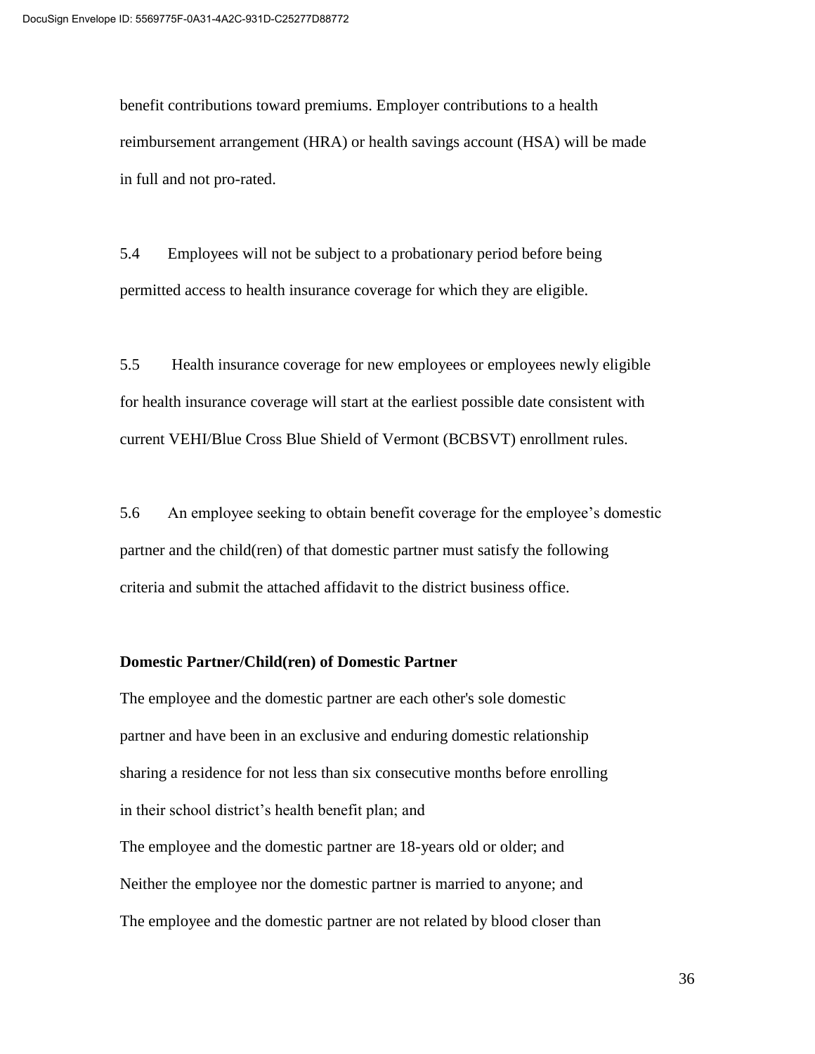benefit contributions toward premiums. Employer contributions to a health reimbursement arrangement (HRA) or health savings account (HSA) will be made in full and not pro-rated.

5.4 Employees will not be subject to a probationary period before being permitted access to health insurance coverage for which they are eligible.

5.5 Health insurance coverage for new employees or employees newly eligible for health insurance coverage will start at the earliest possible date consistent with current VEHI/Blue Cross Blue Shield of Vermont (BCBSVT) enrollment rules.

5.6 An employee seeking to obtain benefit coverage for the employee's domestic partner and the child(ren) of that domestic partner must satisfy the following criteria and submit the attached affidavit to the district business office.

**Domestic Partner/Child(ren) of Domestic Partner**

The employee and the domestic partner are each other's sole domestic partner and have been in an exclusive and enduring domestic relationship sharing a residence for not less than six consecutive months before enrolling in their school district's health benefit plan; and

The employee and the domestic partner are 18-years old or older; and

Neither the employee nor the domestic partner is married to anyone; and

The employee and the domestic partner are not related by blood closer than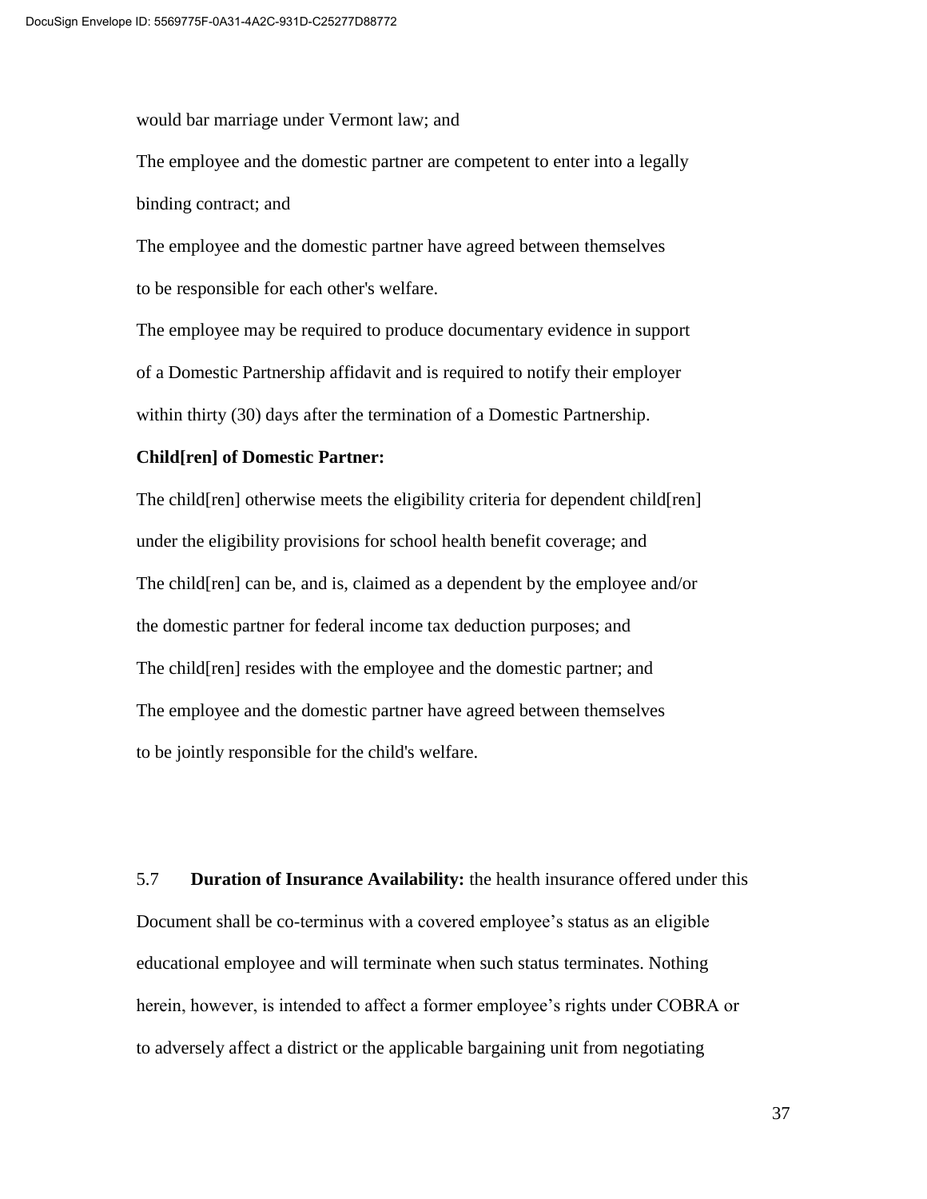would bar marriage under Vermont law; and

The employee and the domestic partner are competent to enter into a legally binding contract; and

The employee and the domestic partner have agreed between themselves to be responsible for each other's welfare.

The employee may be required to produce documentary evidence in support of a Domestic Partnership affidavit and is required to notify their employer within thirty (30) days after the termination of a Domestic Partnership.

**Child[ren] of Domestic Partner:**

The child[ren] otherwise meets the eligibility criteria for dependent child[ren] under the eligibility provisions for school health benefit coverage; and

The child[ren] can be, and is, claimed as a dependent by the employee and/or the domestic partner for federal income tax deduction purposes; and

The child[ren] resides with the employee and the domestic partner; and

The employee and the domestic partner have agreed between themselves to be jointly responsible for the child's welfare.

5.7 **Duration of Insurance Availability:** the health insurance offered under this Document shall be co-terminus with a covered employee's status as an eligible educational employee and will terminate when such status terminates. Nothing herein, however, is intended to affect a former employee's rights under COBRA or to adversely affect a district or the applicable bargaining unit from negotiating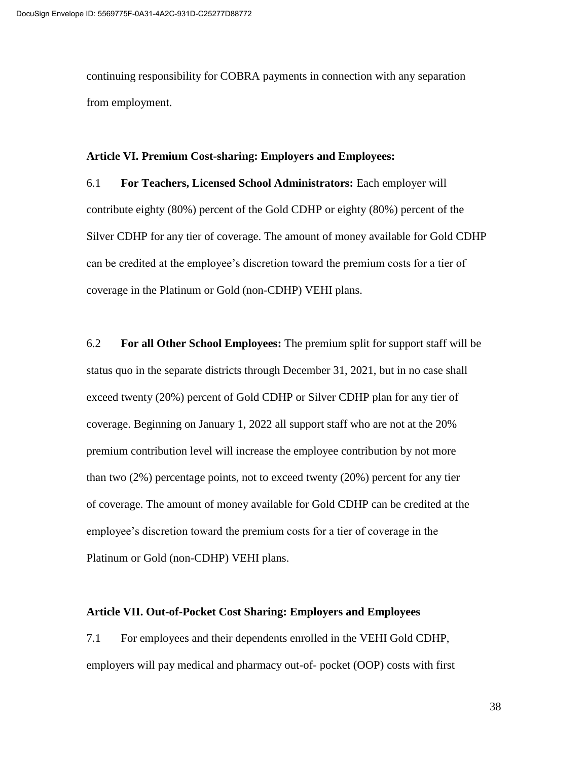continuing responsibility for COBRA payments in connection with any separation from employment.

**Article VI. Premium Cost-sharing: Employers and Employees:**

6.1 **For Teachers, Licensed School Administrators:** Each employer will contribute eighty (80%) percent of the Gold CDHP or eighty (80%) percent of the Silver CDHP for any tier of coverage. The amount of money available for Gold CDHP can be credited at the employee's discretion toward the premium costs for a tier of coverage in the Platinum or Gold (non-CDHP) VEHI plans.

6.2 **For all Other School Employees:** The premium split for support staff will be status quo in the separate districts through December 31, 2021, but in no case shall exceed twenty (20%) percent of Gold CDHP or Silver CDHP plan for any tier of coverage. Beginning on January 1, 2022 all support staff who are not at the 20% premium contribution level will increase the employee contribution by not more than two (2%) percentage points, not to exceed twenty (20%) percent for any tier of coverage. The amount of money available for Gold CDHP can be credited at the employee's discretion toward the premium costs for a tier of coverage in the Platinum or Gold (non-CDHP) VEHI plans.

**Article VII. Out-of-Pocket Cost Sharing: Employers and Employees**

7.1 For employees and their dependents enrolled in the VEHI Gold CDHP, employers will pay medical and pharmacy out-of- pocket (OOP) costs with first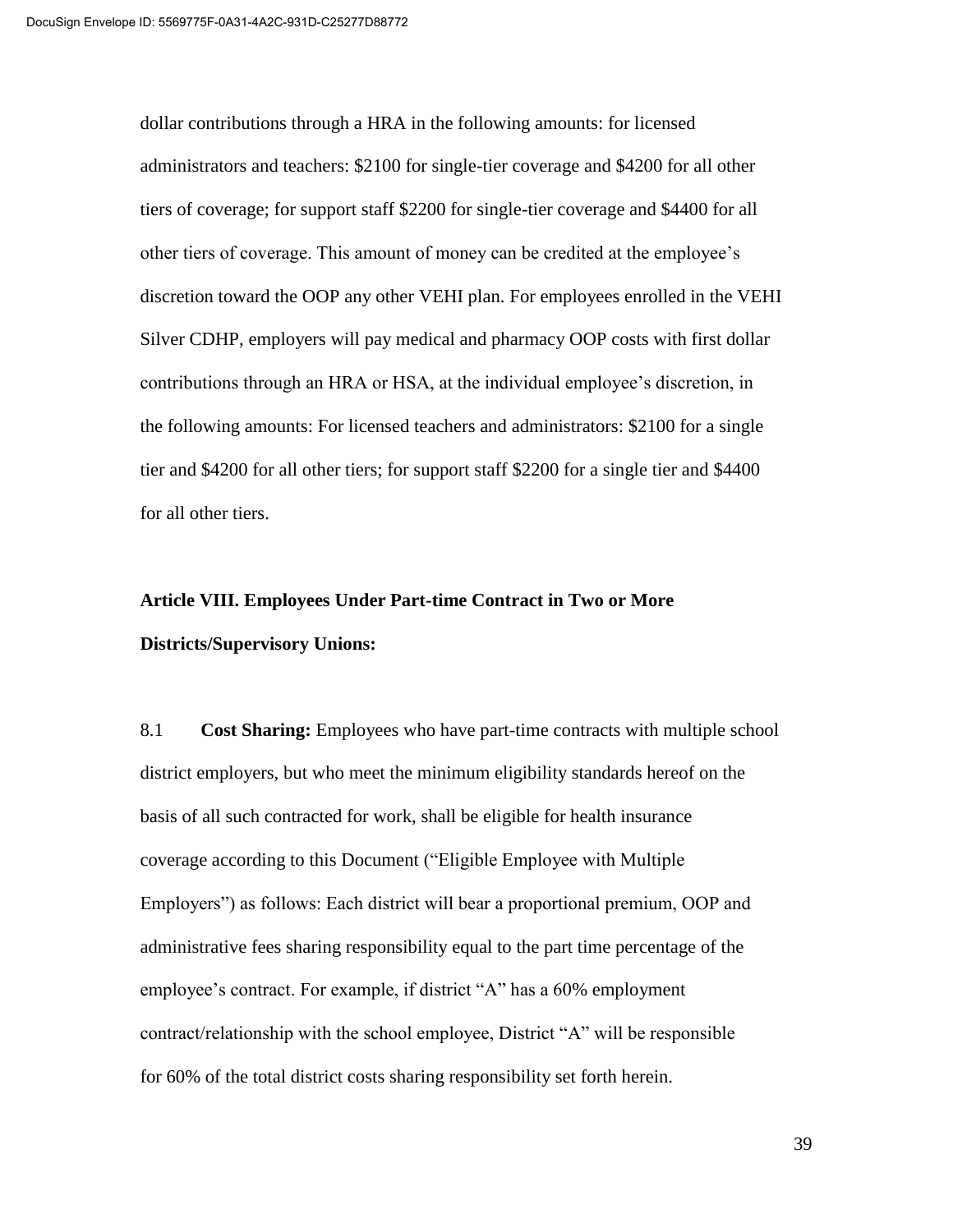dollar contributions through a HRA in the following amounts: for licensed administrators and teachers: $2100 for single-tier coverage and $4200 for all other tiers of coverage; for support staff $2200 for single-tier coverage and $4400 for all other tiers of coverage. This amount of money can be credited at the employee's discretion toward the OOP any other VEHI plan. For employees enrolled in the VEHI Silver CDHP, employers will pay medical and pharmacy OOP costs with first dollar contributions through an HRA or HSA, at the individual employee's discretion, in the following amounts: For licensed teachers and administrators: $2100 for a single tier and $4200 for all other tiers; for support staff $2200 for a single tier and $4400 for all other tiers.

## Article VIII. Employees Under Part-time Contract in Two or More Districts/Supervisory Unions:

8.1 **Cost Sharing:** Employees who have part-time contracts with multiple school district employers, but who meet the minimum eligibility standards hereof on the basis of all such contracted for work, shall be eligible for health insurance coverage according to this Document ("Eligible Employee with Multiple Employers") as follows: Each district will bear a proportional premium, OOP and administrative fees sharing responsibility equal to the part time percentage of the employee's contract. For example, if district "A" has a 60% employment contract/relationship with the school employee, District "A" will be responsible for 60% of the total district costs sharing responsibility set forth herein.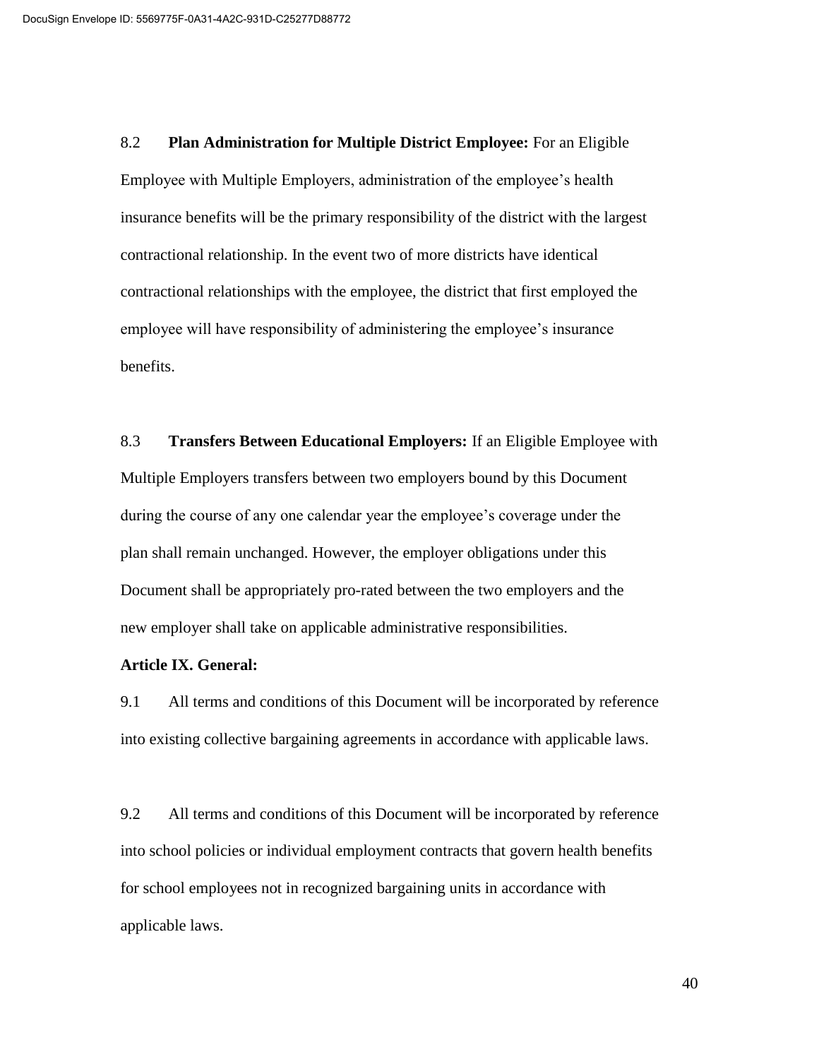8.2 **Plan Administration for Multiple District Employee:** For an Eligible Employee with Multiple Employers, administration of the employee's health insurance benefits will be the primary responsibility of the district with the largest contractional relationship. In the event two of more districts have identical contractional relationships with the employee, the district that first employed the employee will have responsibility of administering the employee's insurance benefits.

8.3 **Transfers Between Educational Employers:** If an Eligible Employee with Multiple Employers transfers between two employers bound by this Document during the course of any one calendar year the employee's coverage under the plan shall remain unchanged. However, the employer obligations under this Document shall be appropriately pro-rated between the two employers and the new employer shall take on applicable administrative responsibilities.

**Article IX. General:**

9.1 All terms and conditions of this Document will be incorporated by reference into existing collective bargaining agreements in accordance with applicable laws.

9.2 All terms and conditions of this Document will be incorporated by reference into school policies or individual employment contracts that govern health benefits for school employees not in recognized bargaining units in accordance with applicable laws.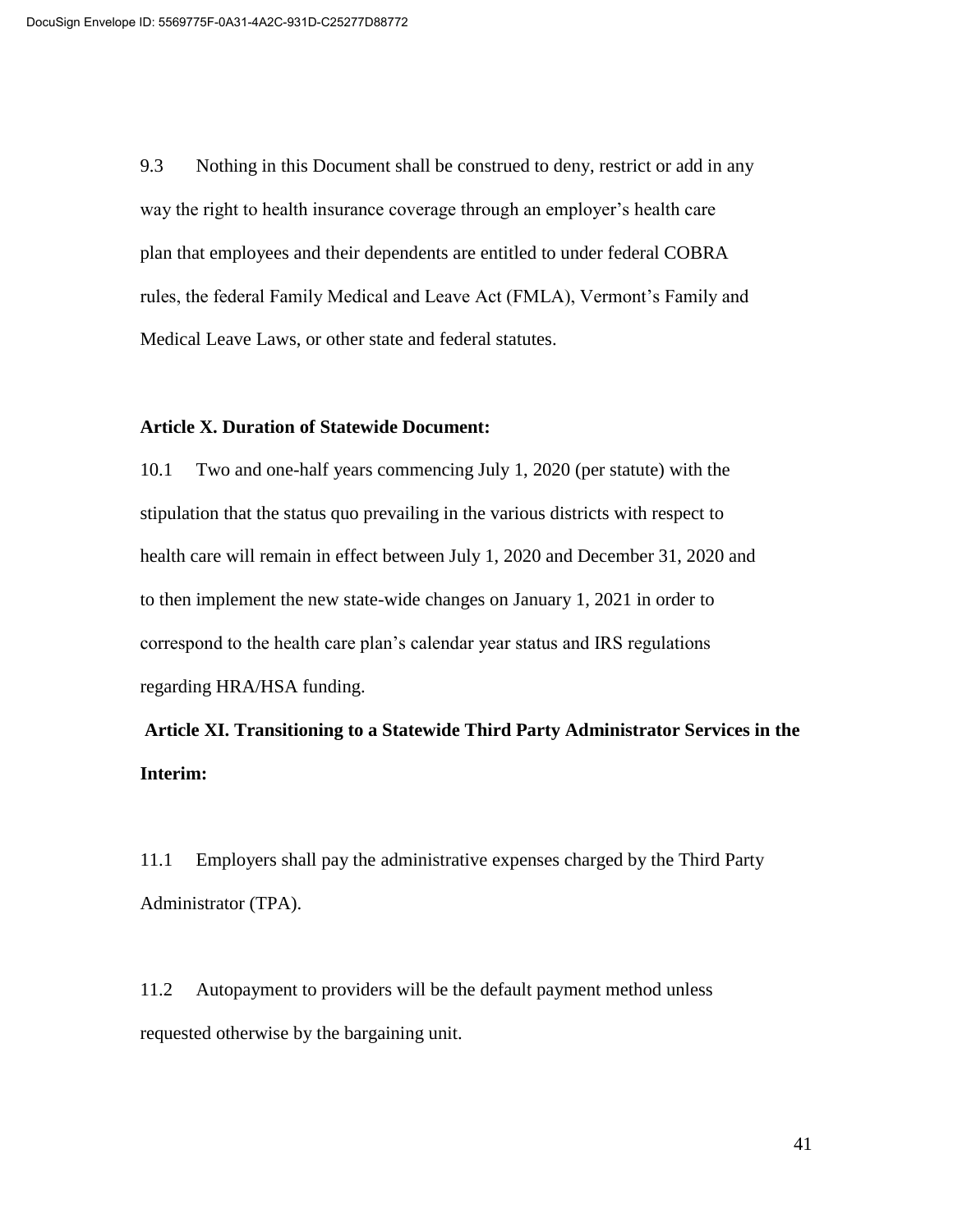9.3 Nothing in this Document shall be construed to deny, restrict or add in any way the right to health insurance coverage through an employer's health care plan that employees and their dependents are entitled to under federal COBRA rules, the federal Family Medical and Leave Act (FMLA), Vermont's Family and Medical Leave Laws, or other state and federal statutes.

**Article X. Duration of Statewide Document:**

10.1 Two and one-half years commencing July 1, 2020 (per statute) with the stipulation that the status quo prevailing in the various districts with respect to health care will remain in effect between July 1, 2020 and December 31, 2020 and to then implement the new state-wide changes on January 1, 2021 in order to correspond to the health care plan's calendar year status and IRS regulations regarding HRA/HSA funding.

**Article XI. Transitioning to a Statewide Third Party Administrator Services in the Interim:**

11.1 Employers shall pay the administrative expenses charged by the Third Party Administrator (TPA).

11.2 Autopayment to providers will be the default payment method unless requested otherwise by the bargaining unit.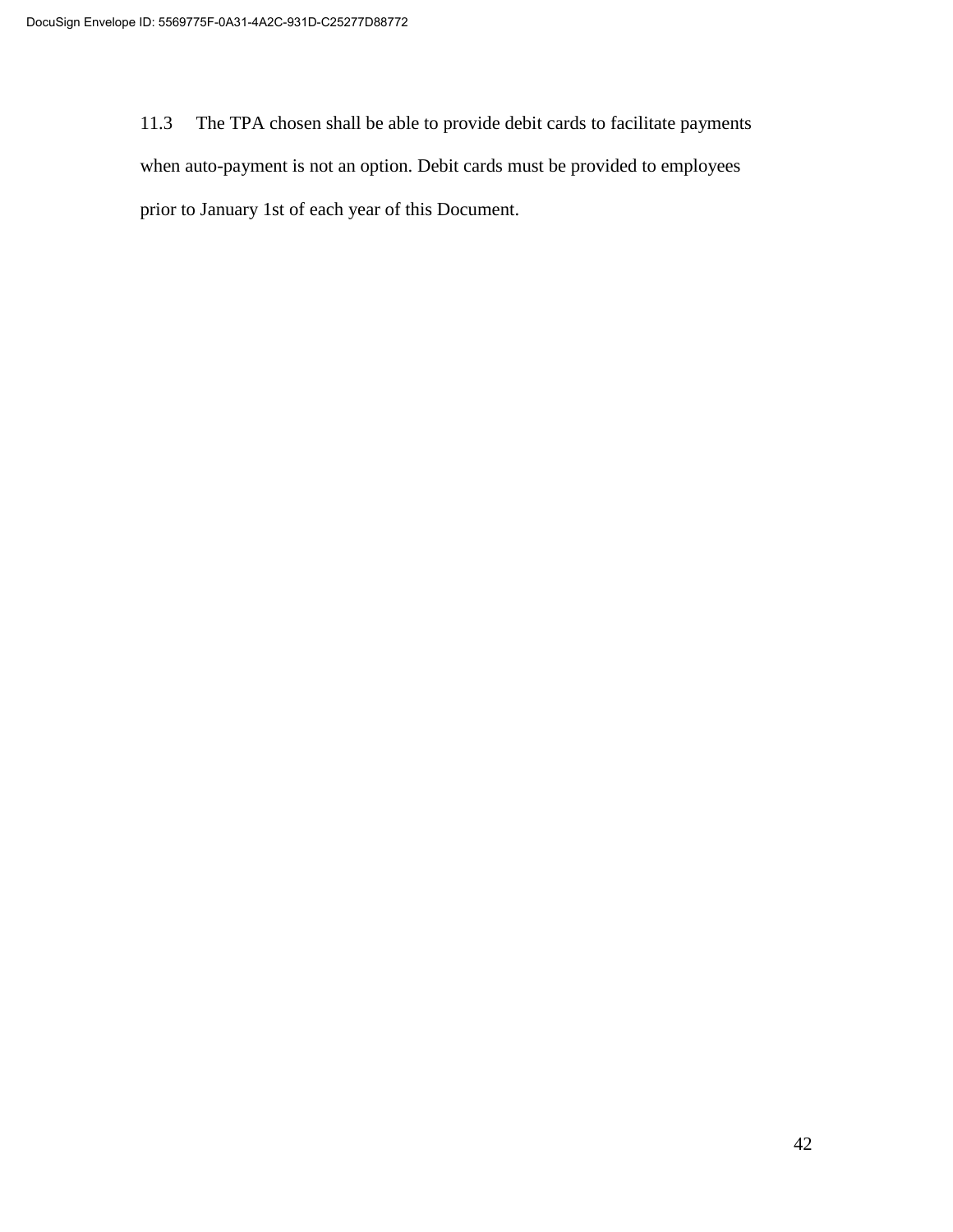11.3 The TPA chosen shall be able to provide debit cards to facilitate payments when auto-payment is not an option. Debit cards must be provided to employees prior to January 1st of each year of this Document.